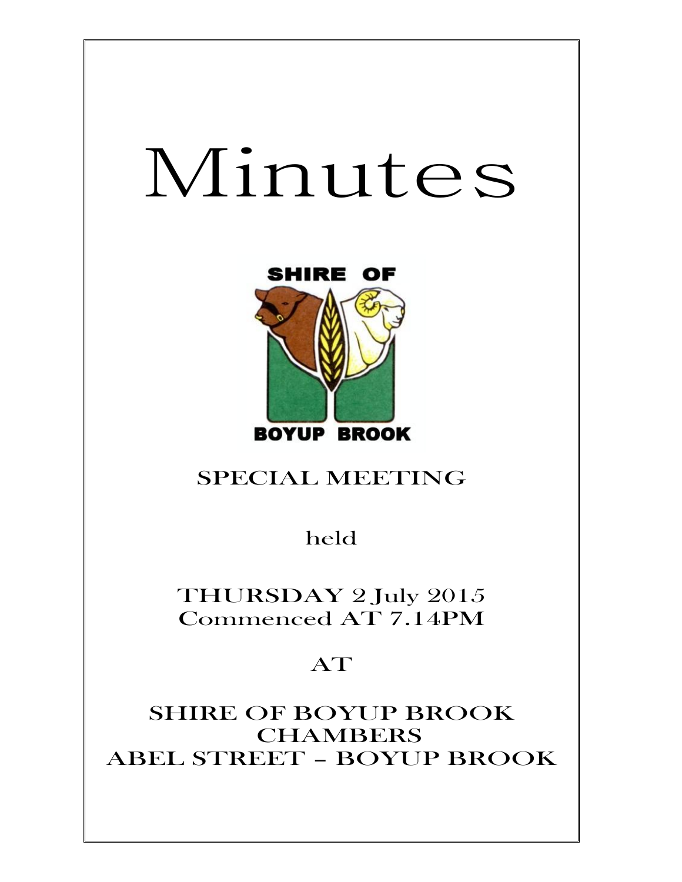# Minutes

SHIRE OF

BOYUP BROOK

## SPECIAL MEETING

held

THURSDAY 2 July 2015
Commenced AT 7.14PM

AT

SHIRE OF BOYUP BROOK
CHAMBERS
ABEL STREET – BOYUP BROOK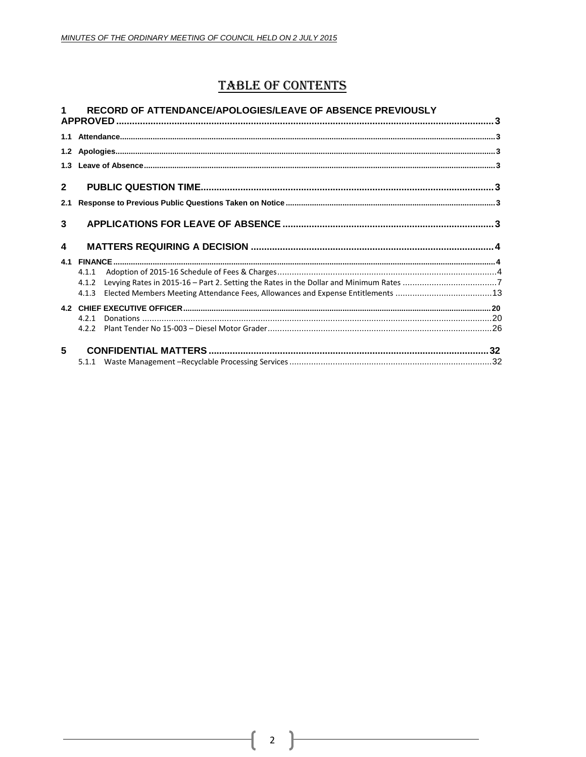# TABLE OF CONTENTS

**1 RECORD OF ATTENDANCE/APOLOGIES/LEAVE OF ABSENCE PREVIOUSLY APPROVED** ..... 3

**1.1 Attendance** ..... 3

**1.2 Apologies** ..... 3

**1.3 Leave of Absence** ..... 3

**2 PUBLIC QUESTION TIME** ..... 3

**2.1 Response to Previous Public Questions Taken on Notice** ..... 3

**3 APPLICATIONS FOR LEAVE OF ABSENCE** ..... 3

**4 MATTERS REQUIRING A DECISION** ..... 4

**4.1 FINANCE** ..... 4

- 4.1.1 Adoption of 2015-16 Schedule of Fees & Charges ..... 4
- 4.1.2 Levying Rates in 2015-16 – Part 2. Setting the Rates in the Dollar and Minimum Rates ..... 7
- 4.1.3 Elected Members Meeting Attendance Fees, Allowances and Expense Entitlements ..... 13

**4.2 CHIEF EXECUTIVE OFFICER** ..... 20

- 4.2.1 Donations ..... 20
- 4.2.2 Plant Tender No 15-003 – Diesel Motor Grader ..... 26

**5 CONFIDENTIAL MATTERS** ..... 32

- 5.1.1 Waste Management –Recyclable Processing Services ..... 32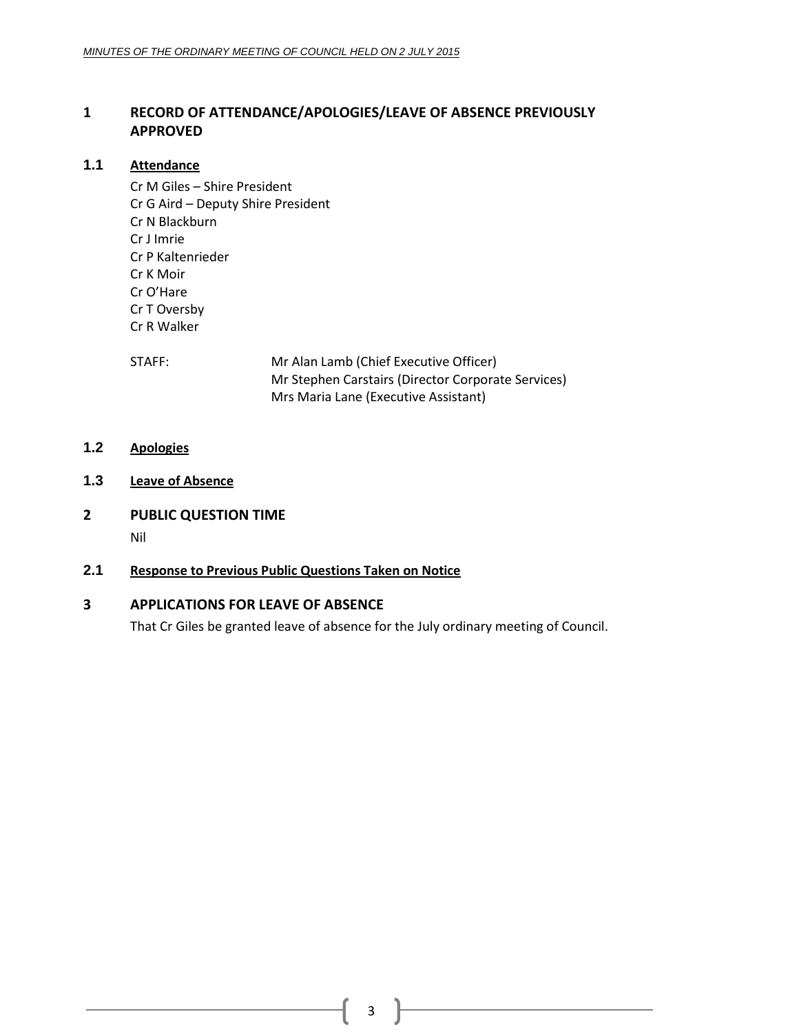## 1 RECORD OF ATTENDANCE/APOLOGIES/LEAVE OF ABSENCE PREVIOUSLY APPROVED

### 1.1 Attendance

Cr M Giles – Shire President
Cr G Aird – Deputy Shire President
Cr N Blackburn
Cr J Imrie
Cr P Kaltenrieder
Cr K Moir
Cr O'Hare
Cr T Oversby
Cr R Walker

STAFF: Mr Alan Lamb (Chief Executive Officer)
Mr Stephen Carstairs (Director Corporate Services)
Mrs Maria Lane (Executive Assistant)

### 1.2 Apologies

### 1.3 Leave of Absence

## 2 PUBLIC QUESTION TIME

Nil

### 2.1 Response to Previous Public Questions Taken on Notice

## 3 APPLICATIONS FOR LEAVE OF ABSENCE

That Cr Giles be granted leave of absence for the July ordinary meeting of Council.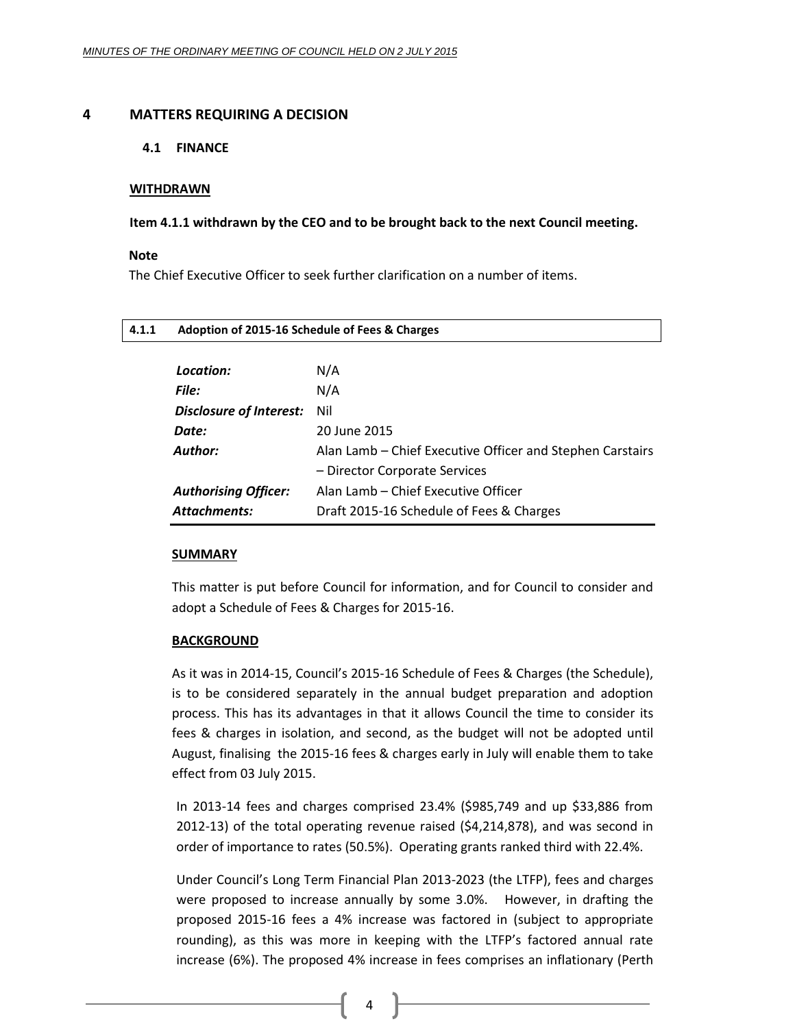# 4 MATTERS REQUIRING A DECISION

## 4.1 FINANCE

**WITHDRAWN**

**Item 4.1.1 withdrawn by the CEO and to be brought back to the next Council meeting.**

**Note**

The Chief Executive Officer to seek further clarification on a number of items.

### 4.1.1 Adoption of 2015-16 Schedule of Fees & Charges

| | |
|---|---|
| ***Location:*** | N/A |
| ***File:*** | N/A |
| ***Disclosure of Interest:*** | Nil |
| ***Date:*** | 20 June 2015 |
| ***Author:*** | Alan Lamb – Chief Executive Officer and Stephen Carstairs – Director Corporate Services |
| ***Authorising Officer:*** | Alan Lamb – Chief Executive Officer |
| ***Attachments:*** | Draft 2015-16 Schedule of Fees & Charges |

**SUMMARY**

This matter is put before Council for information, and for Council to consider and adopt a Schedule of Fees & Charges for 2015-16.

**BACKGROUND**

As it was in 2014-15, Council's 2015-16 Schedule of Fees & Charges (the Schedule), is to be considered separately in the annual budget preparation and adoption process. This has its advantages in that it allows Council the time to consider its fees & charges in isolation, and second, as the budget will not be adopted until August, finalising the 2015-16 fees & charges early in July will enable them to take effect from 03 July 2015.

In 2013-14 fees and charges comprised 23.4% ($985,749 and up $33,886 from 2012-13) of the total operating revenue raised ($4,214,878), and was second in order of importance to rates (50.5%). Operating grants ranked third with 22.4%.

Under Council's Long Term Financial Plan 2013-2023 (the LTFP), fees and charges were proposed to increase annually by some 3.0%. However, in drafting the proposed 2015-16 fees a 4% increase was factored in (subject to appropriate rounding), as this was more in keeping with the LTFP's factored annual rate increase (6%). The proposed 4% increase in fees comprises an inflationary (Perth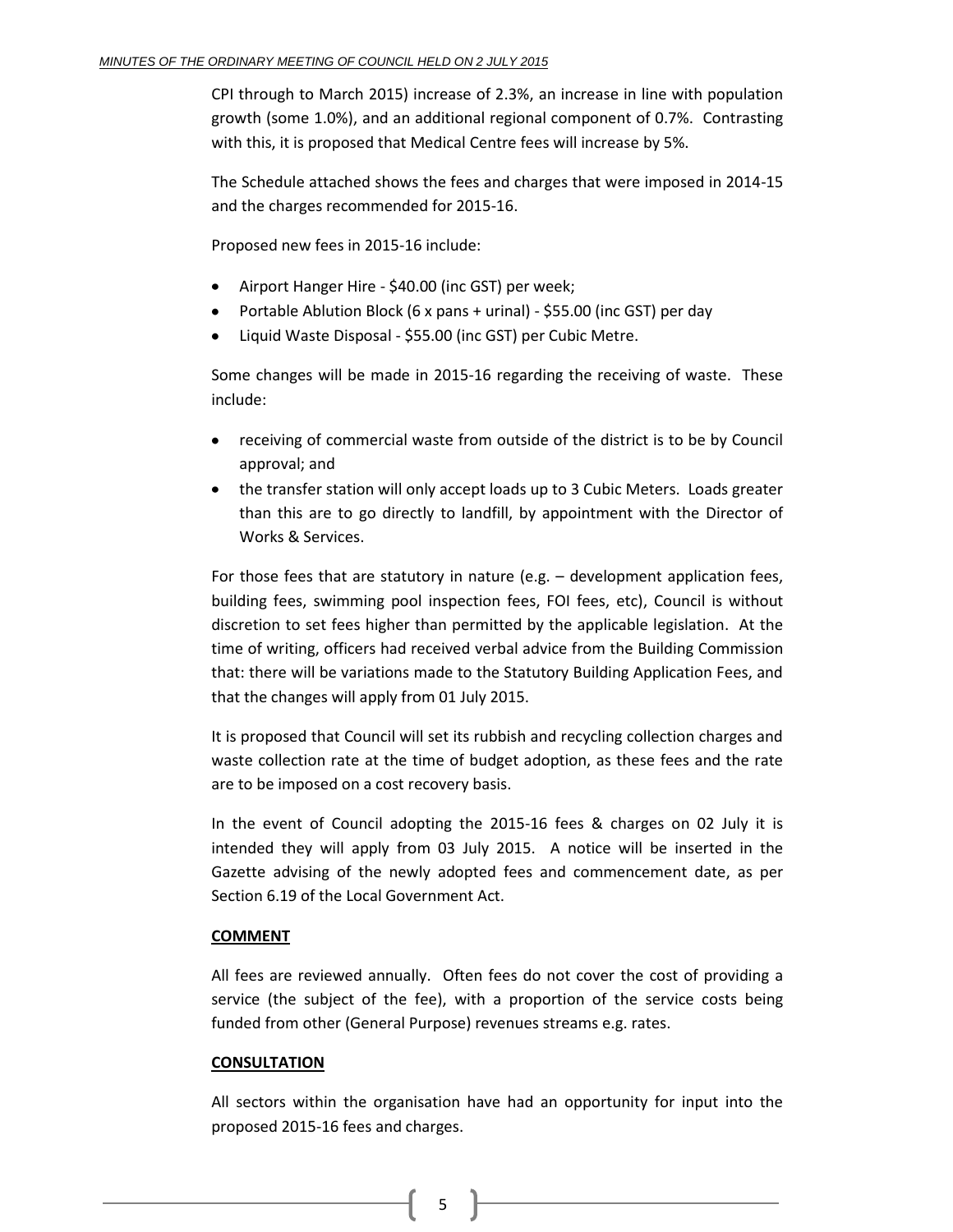CPI through to March 2015) increase of 2.3%, an increase in line with population growth (some 1.0%), and an additional regional component of 0.7%. Contrasting with this, it is proposed that Medical Centre fees will increase by 5%.

The Schedule attached shows the fees and charges that were imposed in 2014-15 and the charges recommended for 2015-16.

Proposed new fees in 2015-16 include:

- Airport Hanger Hire - $40.00 (inc GST) per week;
- Portable Ablution Block (6 x pans + urinal) - $55.00 (inc GST) per day
- Liquid Waste Disposal - $55.00 (inc GST) per Cubic Metre.

Some changes will be made in 2015-16 regarding the receiving of waste. These include:

- receiving of commercial waste from outside of the district is to be by Council approval; and
- the transfer station will only accept loads up to 3 Cubic Meters. Loads greater than this are to go directly to landfill, by appointment with the Director of Works & Services.

For those fees that are statutory in nature (e.g. – development application fees, building fees, swimming pool inspection fees, FOI fees, etc), Council is without discretion to set fees higher than permitted by the applicable legislation. At the time of writing, officers had received verbal advice from the Building Commission that: there will be variations made to the Statutory Building Application Fees, and that the changes will apply from 01 July 2015.

It is proposed that Council will set its rubbish and recycling collection charges and waste collection rate at the time of budget adoption, as these fees and the rate are to be imposed on a cost recovery basis.

In the event of Council adopting the 2015-16 fees & charges on 02 July it is intended they will apply from 03 July 2015. A notice will be inserted in the Gazette advising of the newly adopted fees and commencement date, as per Section 6.19 of the Local Government Act.

**COMMENT**

All fees are reviewed annually. Often fees do not cover the cost of providing a service (the subject of the fee), with a proportion of the service costs being funded from other (General Purpose) revenues streams e.g. rates.

**CONSULTATION**

All sectors within the organisation have had an opportunity for input into the proposed 2015-16 fees and charges.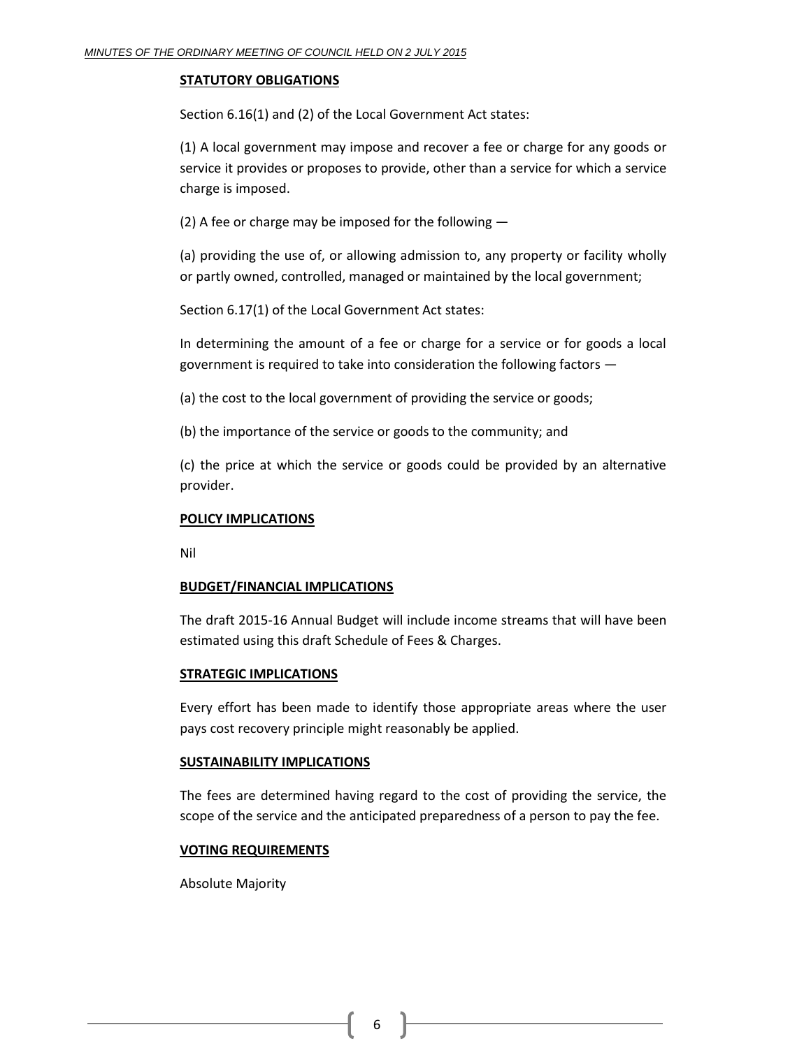**STATUTORY OBLIGATIONS**

Section 6.16(1) and (2) of the Local Government Act states:

(1) A local government may impose and recover a fee or charge for any goods or service it provides or proposes to provide, other than a service for which a service charge is imposed.

(2) A fee or charge may be imposed for the following —

(a) providing the use of, or allowing admission to, any property or facility wholly or partly owned, controlled, managed or maintained by the local government;

Section 6.17(1) of the Local Government Act states:

In determining the amount of a fee or charge for a service or for goods a local government is required to take into consideration the following factors —

(a) the cost to the local government of providing the service or goods;

(b) the importance of the service or goods to the community; and

(c) the price at which the service or goods could be provided by an alternative provider.

**POLICY IMPLICATIONS**

Nil

**BUDGET/FINANCIAL IMPLICATIONS**

The draft 2015-16 Annual Budget will include income streams that will have been estimated using this draft Schedule of Fees & Charges.

**STRATEGIC IMPLICATIONS**

Every effort has been made to identify those appropriate areas where the user pays cost recovery principle might reasonably be applied.

**SUSTAINABILITY IMPLICATIONS**

The fees are determined having regard to the cost of providing the service, the scope of the service and the anticipated preparedness of a person to pay the fee.

**VOTING REQUIREMENTS**

Absolute Majority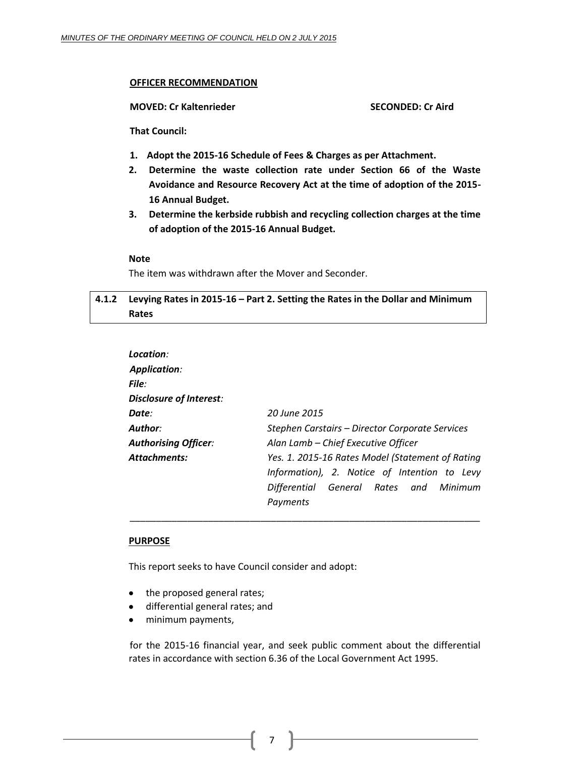**OFFICER RECOMMENDATION**

**MOVED: Cr Kaltenrieder** **SECONDED: Cr Aird**

**That Council:**

1. **Adopt the 2015-16 Schedule of Fees & Charges as per Attachment.**
2. **Determine the waste collection rate under Section 66 of the Waste Avoidance and Resource Recovery Act at the time of adoption of the 2015-16 Annual Budget.**
3. **Determine the kerbside rubbish and recycling collection charges at the time of adoption of the 2015-16 Annual Budget.**

**Note**

The item was withdrawn after the Mover and Seconder.

## 4.1.2 Levying Rates in 2015-16 – Part 2. Setting the Rates in the Dollar and Minimum Rates

| | |
|---|---|
| ***Location**:* | |
| ***Application**:* | |
| ***File**:* | |
| ***Disclosure of Interest**:* | |
| ***Date**:* | *20 June 2015* |
| ***Author**:* | *Stephen Carstairs – Director Corporate Services* |
| ***Authorising Officer**:* | *Alan Lamb – Chief Executive Officer* |
| ***Attachments:*** | *Yes. 1. 2015-16 Rates Model (Statement of Rating Information), 2. Notice of Intention to Levy Differential General Rates and Minimum Payments* |

---

**PURPOSE**

This report seeks to have Council consider and adopt:

- the proposed general rates;
- differential general rates; and
- minimum payments,

for the 2015-16 financial year, and seek public comment about the differential rates in accordance with section 6.36 of the Local Government Act 1995.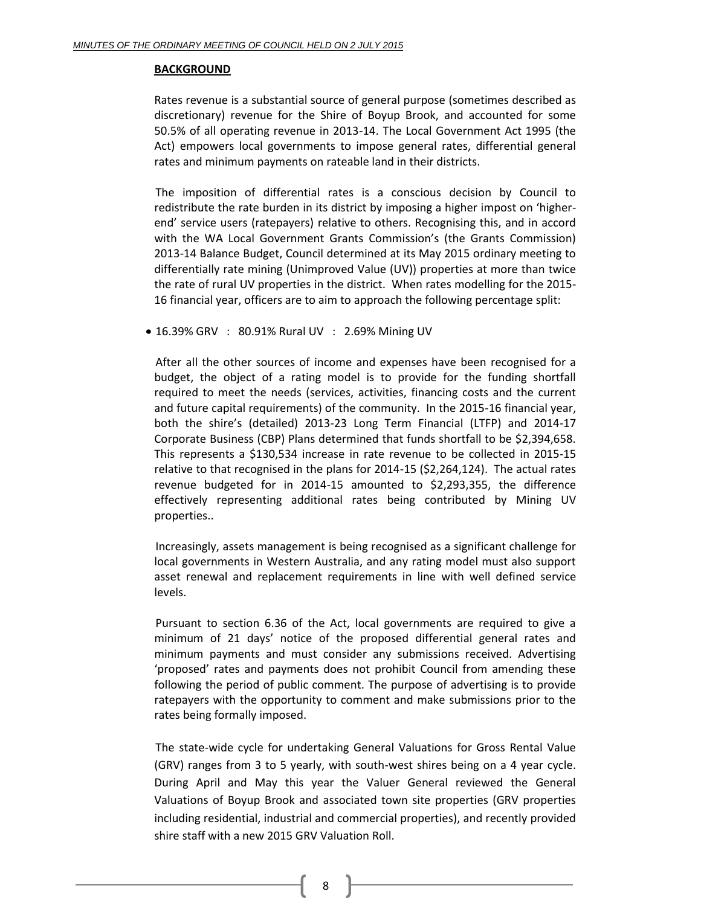**BACKGROUND**

Rates revenue is a substantial source of general purpose (sometimes described as discretionary) revenue for the Shire of Boyup Brook, and accounted for some 50.5% of all operating revenue in 2013-14. The Local Government Act 1995 (the Act) empowers local governments to impose general rates, differential general rates and minimum payments on rateable land in their districts.

The imposition of differential rates is a conscious decision by Council to redistribute the rate burden in its district by imposing a higher impost on 'higher-end' service users (ratepayers) relative to others. Recognising this, and in accord with the WA Local Government Grants Commission's (the Grants Commission) 2013-14 Balance Budget, Council determined at its May 2015 ordinary meeting to differentially rate mining (Unimproved Value (UV)) properties at more than twice the rate of rural UV properties in the district. When rates modelling for the 2015-16 financial year, officers are to aim to approach the following percentage split:

- 16.39% GRV : 80.91% Rural UV : 2.69% Mining UV

After all the other sources of income and expenses have been recognised for a budget, the object of a rating model is to provide for the funding shortfall required to meet the needs (services, activities, financing costs and the current and future capital requirements) of the community. In the 2015-16 financial year, both the shire's (detailed) 2013-23 Long Term Financial (LTFP) and 2014-17 Corporate Business (CBP) Plans determined that funds shortfall to be $2,394,658. This represents a $130,534 increase in rate revenue to be collected in 2015-15 relative to that recognised in the plans for 2014-15 ($2,264,124). The actual rates revenue budgeted for in 2014-15 amounted to $2,293,355, the difference effectively representing additional rates being contributed by Mining UV properties..

Increasingly, assets management is being recognised as a significant challenge for local governments in Western Australia, and any rating model must also support asset renewal and replacement requirements in line with well defined service levels.

Pursuant to section 6.36 of the Act, local governments are required to give a minimum of 21 days' notice of the proposed differential general rates and minimum payments and must consider any submissions received. Advertising 'proposed' rates and payments does not prohibit Council from amending these following the period of public comment. The purpose of advertising is to provide ratepayers with the opportunity to comment and make submissions prior to the rates being formally imposed.

The state-wide cycle for undertaking General Valuations for Gross Rental Value (GRV) ranges from 3 to 5 yearly, with south-west shires being on a 4 year cycle. During April and May this year the Valuer General reviewed the General Valuations of Boyup Brook and associated town site properties (GRV properties including residential, industrial and commercial properties), and recently provided shire staff with a new 2015 GRV Valuation Roll.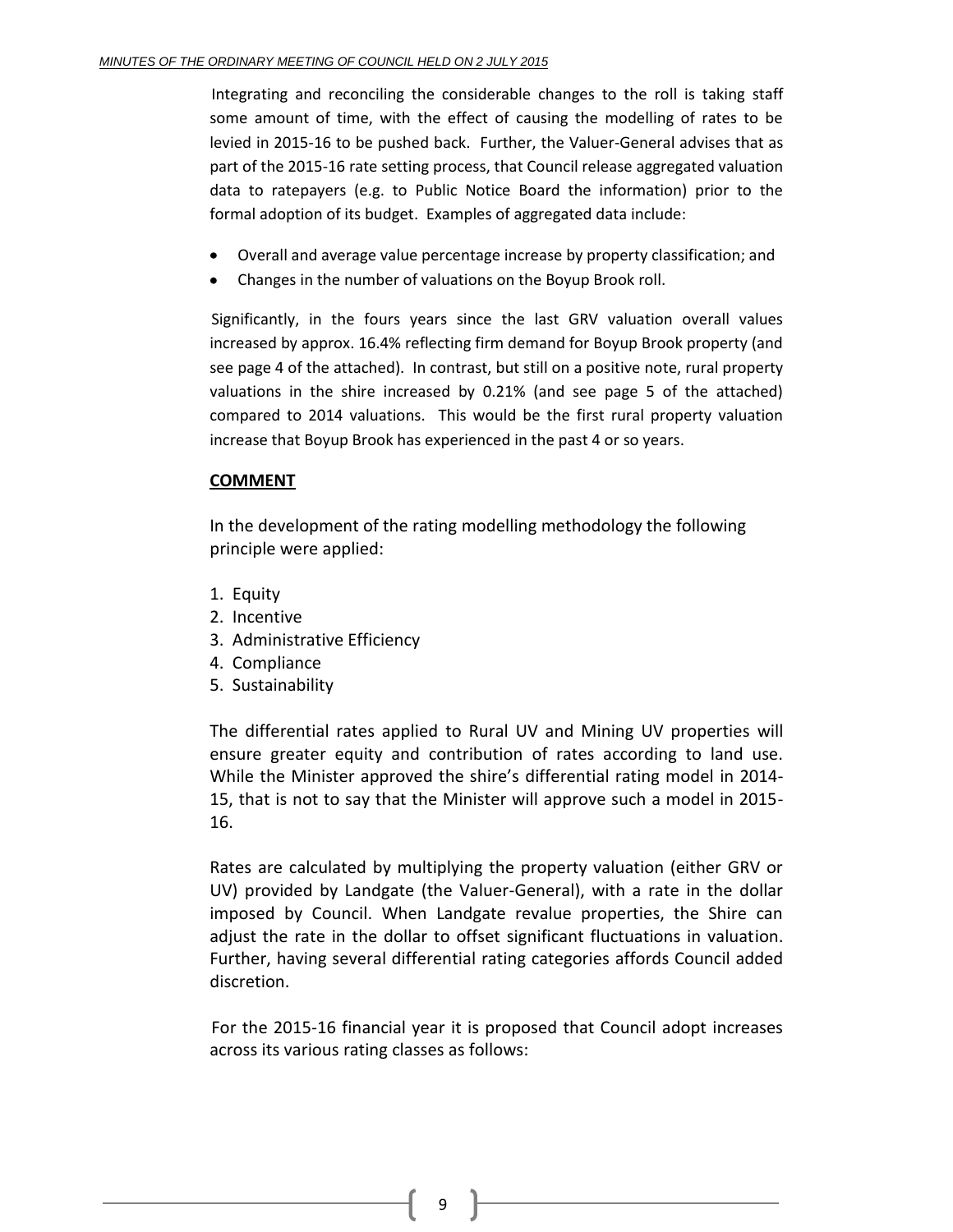Integrating and reconciling the considerable changes to the roll is taking staff some amount of time, with the effect of causing the modelling of rates to be levied in 2015-16 to be pushed back. Further, the Valuer-General advises that as part of the 2015-16 rate setting process, that Council release aggregated valuation data to ratepayers (e.g. to Public Notice Board the information) prior to the formal adoption of its budget. Examples of aggregated data include:

- Overall and average value percentage increase by property classification; and
- Changes in the number of valuations on the Boyup Brook roll.

Significantly, in the fours years since the last GRV valuation overall values increased by approx. 16.4% reflecting firm demand for Boyup Brook property (and see page 4 of the attached). In contrast, but still on a positive note, rural property valuations in the shire increased by 0.21% (and see page 5 of the attached) compared to 2014 valuations. This would be the first rural property valuation increase that Boyup Brook has experienced in the past 4 or so years.

**COMMENT**

In the development of the rating modelling methodology the following principle were applied:

1. Equity
2. Incentive
3. Administrative Efficiency
4. Compliance
5. Sustainability

The differential rates applied to Rural UV and Mining UV properties will ensure greater equity and contribution of rates according to land use. While the Minister approved the shire's differential rating model in 2014-15, that is not to say that the Minister will approve such a model in 2015-16.

Rates are calculated by multiplying the property valuation (either GRV or UV) provided by Landgate (the Valuer-General), with a rate in the dollar imposed by Council. When Landgate revalue properties, the Shire can adjust the rate in the dollar to offset significant fluctuations in valuation. Further, having several differential rating categories affords Council added discretion.

For the 2015-16 financial year it is proposed that Council adopt increases across its various rating classes as follows: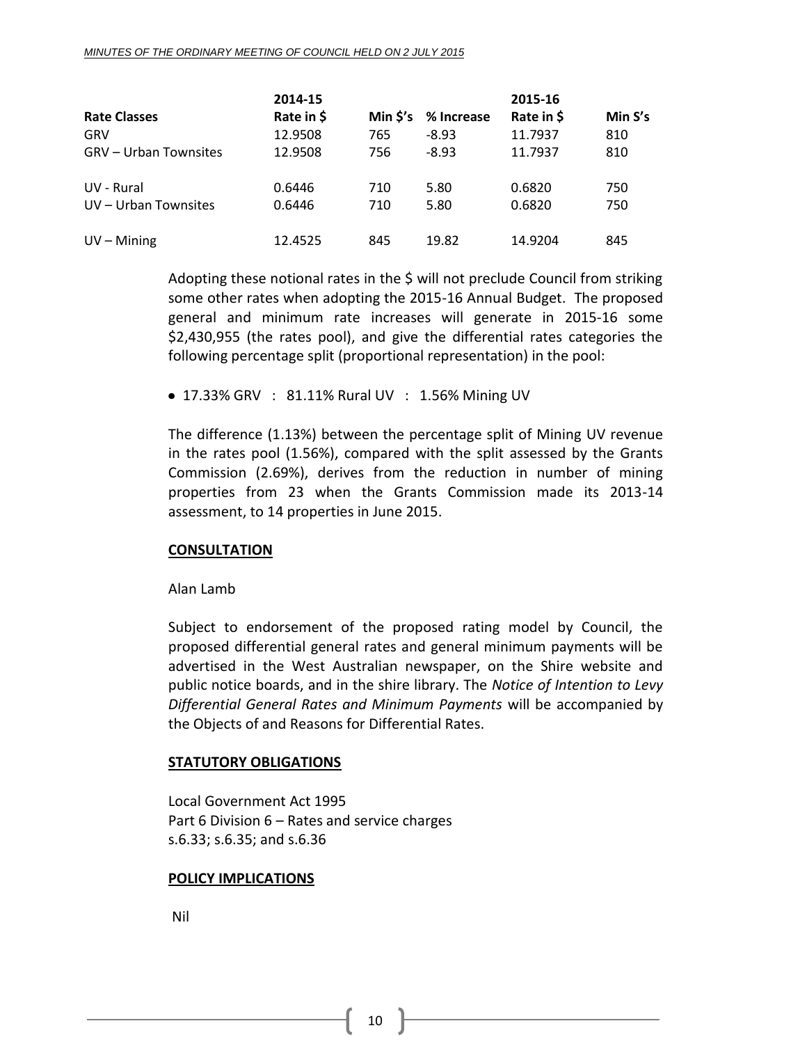| Rate Classes | 2014-15 Rate in $ | Min $'s | % Increase | 2015-16 Rate in $ | Min S's |
|---|---|---|---|---|---|
| GRV | 12.9508 | 765 | -8.93 | 11.7937 | 810 |
| GRV – Urban Townsites | 12.9508 | 756 | -8.93 | 11.7937 | 810 |
| | | | | | |
| UV - Rural | 0.6446 | 710 | 5.80 | 0.6820 | 750 |
| UV – Urban Townsites | 0.6446 | 710 | 5.80 | 0.6820 | 750 |
| | | | | | |
| UV – Mining | 12.4525 | 845 | 19.82 | 14.9204 | 845 |

Adopting these notional rates in the $ will not preclude Council from striking some other rates when adopting the 2015-16 Annual Budget. The proposed general and minimum rate increases will generate in 2015-16 some $2,430,955 (the rates pool), and give the differential rates categories the following percentage split (proportional representation) in the pool:

- 17.33% GRV : 81.11% Rural UV : 1.56% Mining UV

The difference (1.13%) between the percentage split of Mining UV revenue in the rates pool (1.56%), compared with the split assessed by the Grants Commission (2.69%), derives from the reduction in number of mining properties from 23 when the Grants Commission made its 2013-14 assessment, to 14 properties in June 2015.

**CONSULTATION**

Alan Lamb

Subject to endorsement of the proposed rating model by Council, the proposed differential general rates and general minimum payments will be advertised in the West Australian newspaper, on the Shire website and public notice boards, and in the shire library. The *Notice of Intention to Levy Differential General Rates and Minimum Payments* will be accompanied by the Objects of and Reasons for Differential Rates.

**STATUTORY OBLIGATIONS**

Local Government Act 1995
Part 6 Division 6 – Rates and service charges
s.6.33; s.6.35; and s.6.36

**POLICY IMPLICATIONS**

Nil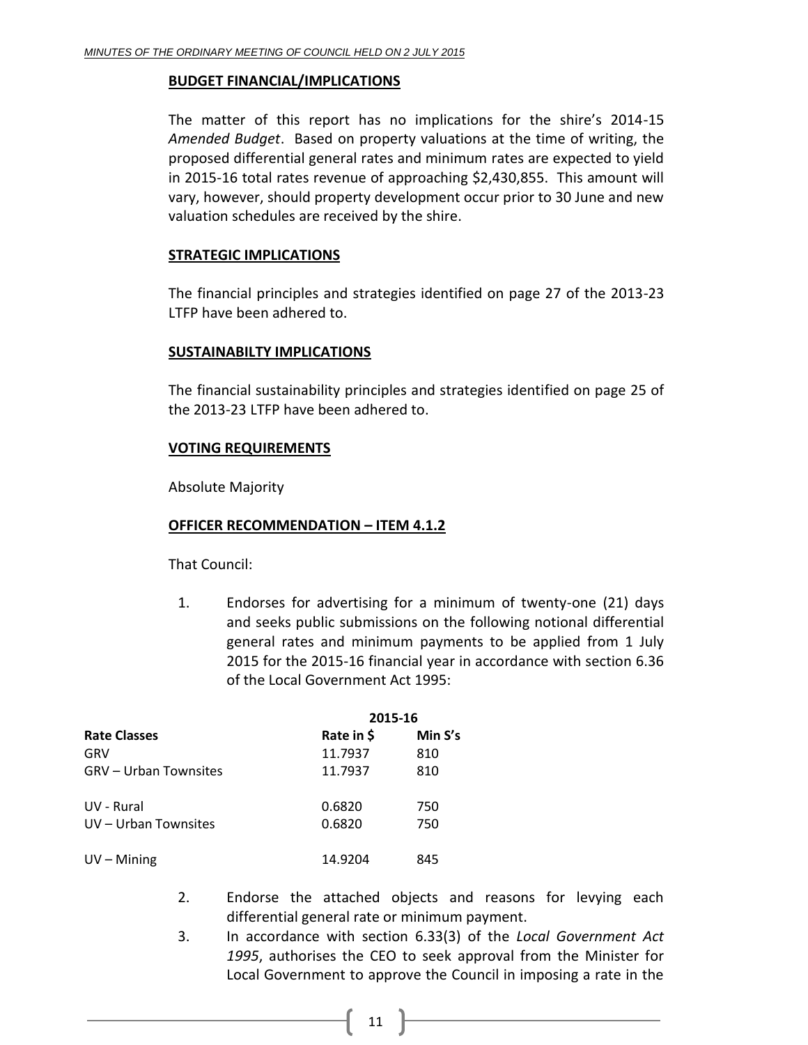## BUDGET FINANCIAL/IMPLICATIONS

The matter of this report has no implications for the shire's 2014-15 *Amended Budget*. Based on property valuations at the time of writing, the proposed differential general rates and minimum rates are expected to yield in 2015-16 total rates revenue of approaching $2,430,855. This amount will vary, however, should property development occur prior to 30 June and new valuation schedules are received by the shire.

## STRATEGIC IMPLICATIONS

The financial principles and strategies identified on page 27 of the 2013-23 LTFP have been adhered to.

## SUSTAINABILTY IMPLICATIONS

The financial sustainability principles and strategies identified on page 25 of the 2013-23 LTFP have been adhered to.

## VOTING REQUIREMENTS

Absolute Majority

## OFFICER RECOMMENDATION – ITEM 4.1.2

That Council:

1. Endorses for advertising for a minimum of twenty-one (21) days and seeks public submissions on the following notional differential general rates and minimum payments to be applied from 1 July 2015 for the 2015-16 financial year in accordance with section 6.36 of the Local Government Act 1995:

| | 2015-16 | |
|---|---|---|
| **Rate Classes** | **Rate in $** | **Min S's** |
| GRV | 11.7937 | 810 |
| GRV – Urban Townsites | 11.7937 | 810 |
| UV - Rural | 0.6820 | 750 |
| UV – Urban Townsites | 0.6820 | 750 |
| UV – Mining | 14.9204 | 845 |

2. Endorse the attached objects and reasons for levying each differential general rate or minimum payment.
3. In accordance with section 6.33(3) of the *Local Government Act 1995*, authorises the CEO to seek approval from the Minister for Local Government to approve the Council in imposing a rate in the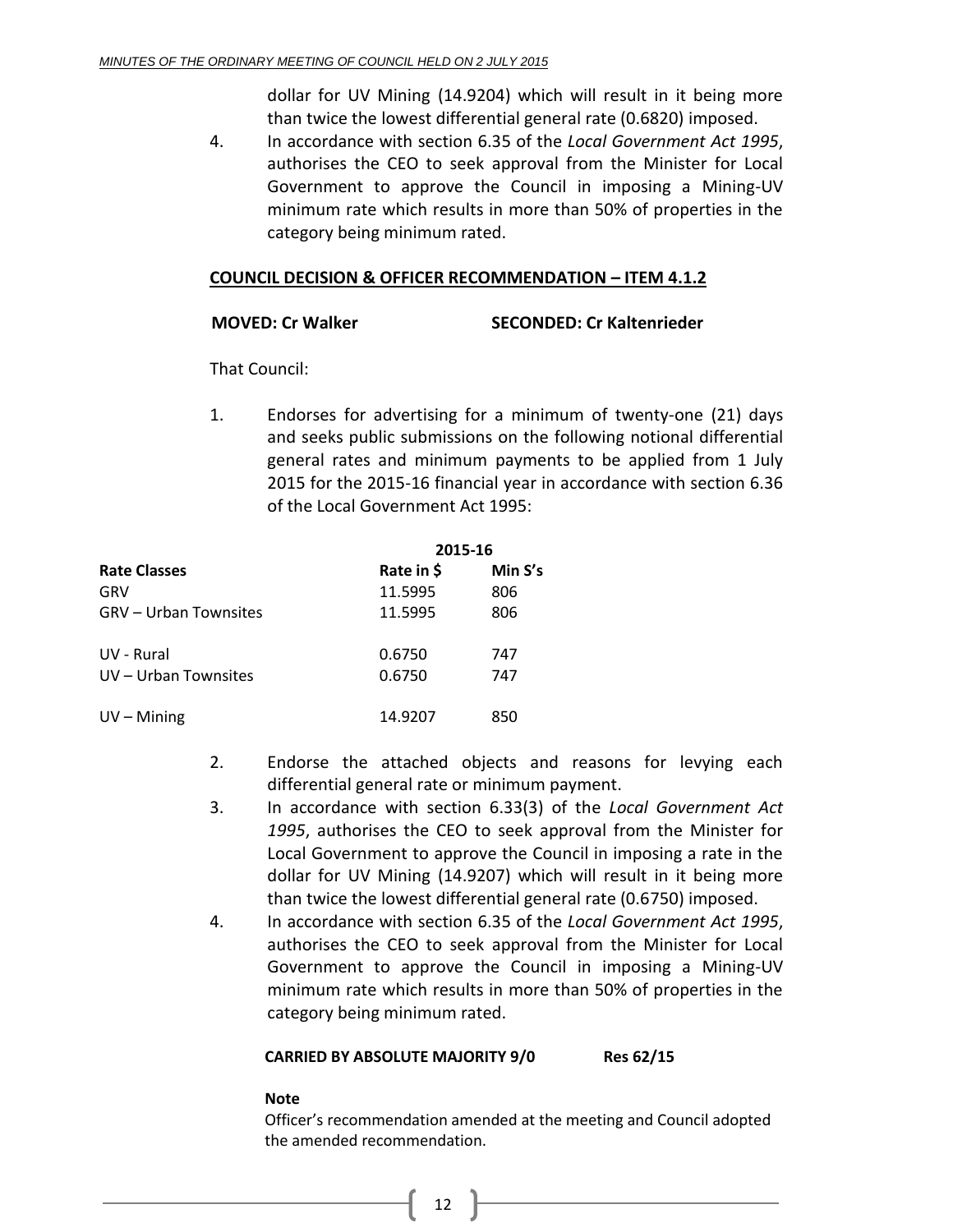dollar for UV Mining (14.9204) which will result in it being more than twice the lowest differential general rate (0.6820) imposed.

4. In accordance with section 6.35 of the *Local Government Act 1995*, authorises the CEO to seek approval from the Minister for Local Government to approve the Council in imposing a Mining-UV minimum rate which results in more than 50% of properties in the category being minimum rated.

**COUNCIL DECISION & OFFICER RECOMMENDATION – ITEM 4.1.2**

**MOVED: Cr Walker** **SECONDED: Cr Kaltenrieder**

That Council:

1. Endorses for advertising for a minimum of twenty-one (21) days and seeks public submissions on the following notional differential general rates and minimum payments to be applied from 1 July 2015 for the 2015-16 financial year in accordance with section 6.36 of the Local Government Act 1995:

| | **2015-16** | |
|---|---|---|
| **Rate Classes** | **Rate in $** | **Min S's** |
| GRV | 11.5995 | 806 |
| GRV – Urban Townsites | 11.5995 | 806 |
| UV - Rural | 0.6750 | 747 |
| UV – Urban Townsites | 0.6750 | 747 |
| UV – Mining | 14.9207 | 850 |

2. Endorse the attached objects and reasons for levying each differential general rate or minimum payment.
3. In accordance with section 6.33(3) of the *Local Government Act 1995*, authorises the CEO to seek approval from the Minister for Local Government to approve the Council in imposing a rate in the dollar for UV Mining (14.9207) which will result in it being more than twice the lowest differential general rate (0.6750) imposed.
4. In accordance with section 6.35 of the *Local Government Act 1995*, authorises the CEO to seek approval from the Minister for Local Government to approve the Council in imposing a Mining-UV minimum rate which results in more than 50% of properties in the category being minimum rated.

**CARRIED BY ABSOLUTE MAJORITY 9/0** **Res 62/15**

**Note**

Officer's recommendation amended at the meeting and Council adopted the amended recommendation.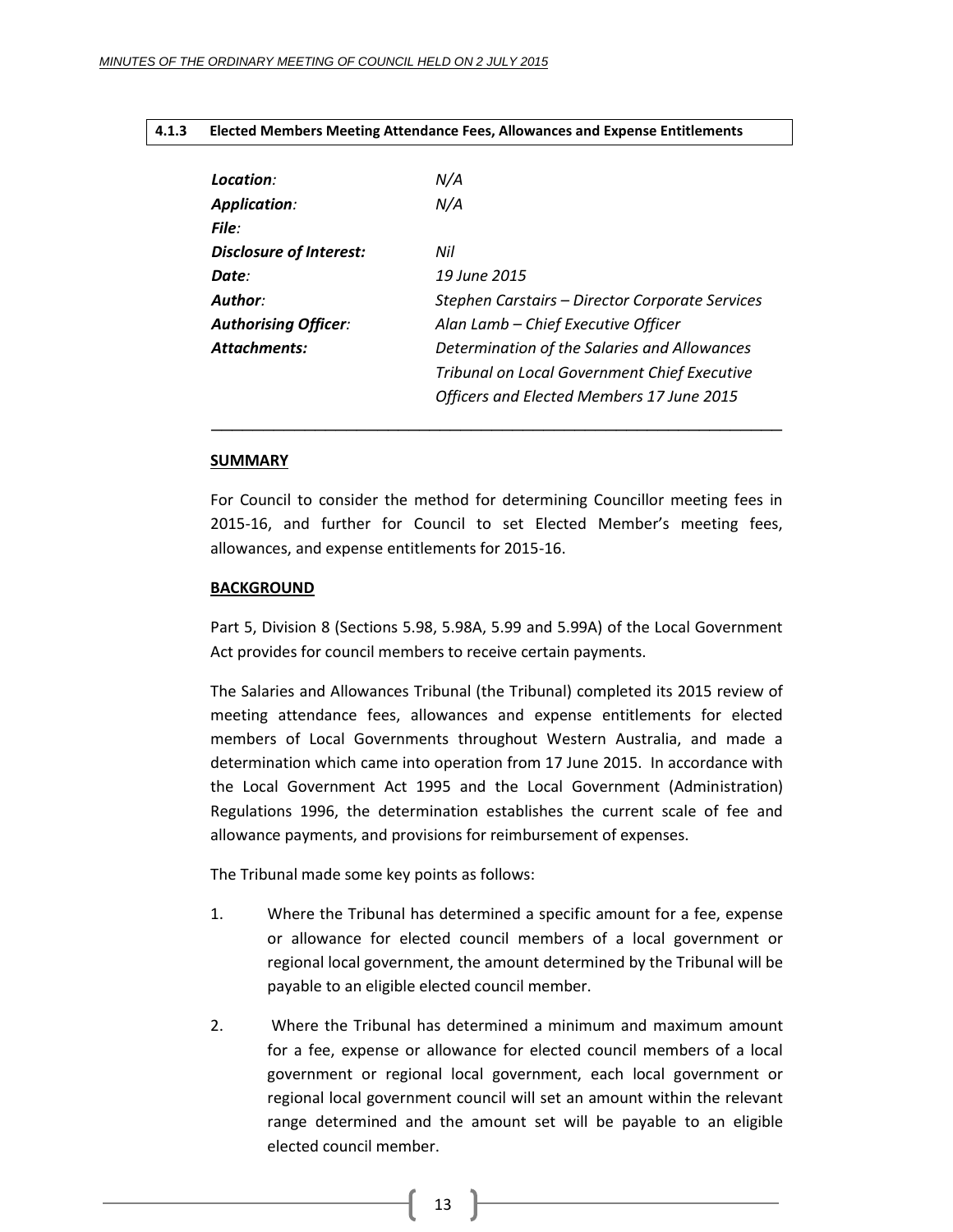## 4.1.3 Elected Members Meeting Attendance Fees, Allowances and Expense Entitlements

| | |
|---|---|
| ***Location:*** | *N/A* |
| ***Application:*** | *N/A* |
| ***File:*** | |
| ***Disclosure of Interest:*** | *Nil* |
| ***Date:*** | *19 June 2015* |
| ***Author:*** | *Stephen Carstairs – Director Corporate Services* |
| ***Authorising Officer:*** | *Alan Lamb – Chief Executive Officer* |
| ***Attachments:*** | *Determination of the Salaries and Allowances Tribunal on Local Government Chief Executive Officers and Elected Members 17 June 2015* |

---

**SUMMARY**

For Council to consider the method for determining Councillor meeting fees in 2015-16, and further for Council to set Elected Member's meeting fees, allowances, and expense entitlements for 2015-16.

**BACKGROUND**

Part 5, Division 8 (Sections 5.98, 5.98A, 5.99 and 5.99A) of the Local Government Act provides for council members to receive certain payments.

The Salaries and Allowances Tribunal (the Tribunal) completed its 2015 review of meeting attendance fees, allowances and expense entitlements for elected members of Local Governments throughout Western Australia, and made a determination which came into operation from 17 June 2015. In accordance with the Local Government Act 1995 and the Local Government (Administration) Regulations 1996, the determination establishes the current scale of fee and allowance payments, and provisions for reimbursement of expenses.

The Tribunal made some key points as follows:

1. Where the Tribunal has determined a specific amount for a fee, expense or allowance for elected council members of a local government or regional local government, the amount determined by the Tribunal will be payable to an eligible elected council member.

2. Where the Tribunal has determined a minimum and maximum amount for a fee, expense or allowance for elected council members of a local government or regional local government, each local government or regional local government council will set an amount within the relevant range determined and the amount set will be payable to an eligible elected council member.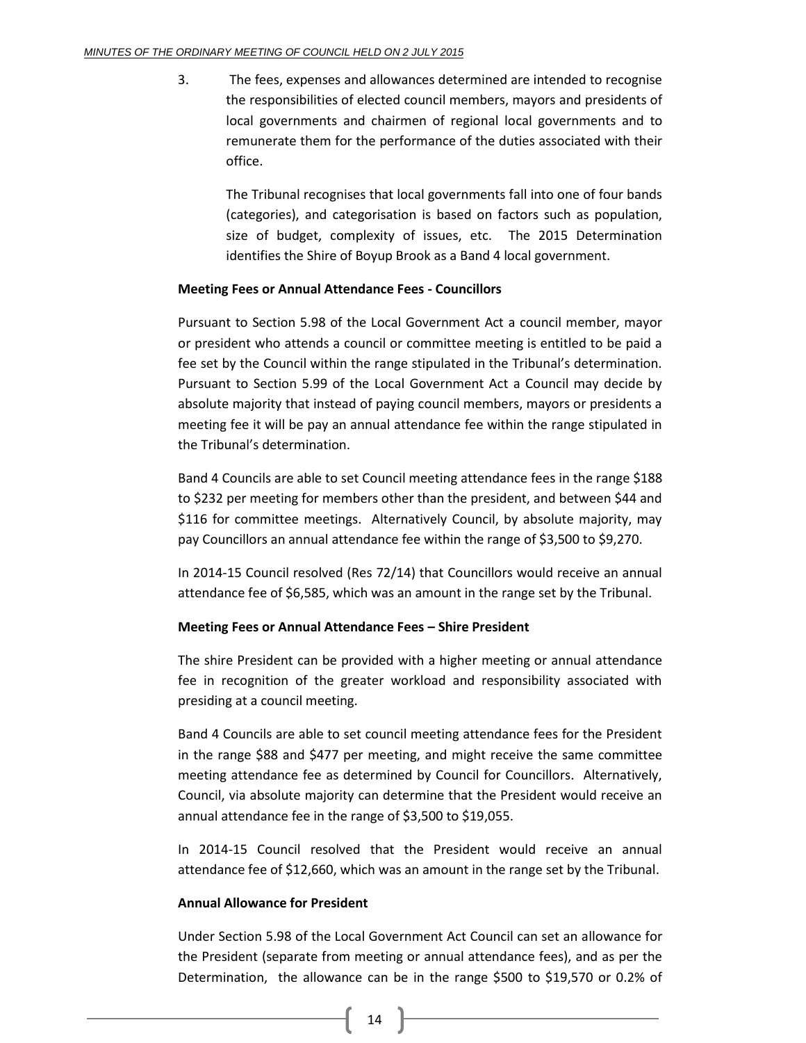3. The fees, expenses and allowances determined are intended to recognise the responsibilities of elected council members, mayors and presidents of local governments and chairmen of regional local governments and to remunerate them for the performance of the duties associated with their office.

   The Tribunal recognises that local governments fall into one of four bands (categories), and categorisation is based on factors such as population, size of budget, complexity of issues, etc. The 2015 Determination identifies the Shire of Boyup Brook as a Band 4 local government.

**Meeting Fees or Annual Attendance Fees - Councillors**

Pursuant to Section 5.98 of the Local Government Act a council member, mayor or president who attends a council or committee meeting is entitled to be paid a fee set by the Council within the range stipulated in the Tribunal's determination. Pursuant to Section 5.99 of the Local Government Act a Council may decide by absolute majority that instead of paying council members, mayors or presidents a meeting fee it will be pay an annual attendance fee within the range stipulated in the Tribunal's determination.

Band 4 Councils are able to set Council meeting attendance fees in the range $188 to $232 per meeting for members other than the president, and between $44 and $116 for committee meetings. Alternatively Council, by absolute majority, may pay Councillors an annual attendance fee within the range of $3,500 to $9,270.

In 2014-15 Council resolved (Res 72/14) that Councillors would receive an annual attendance fee of $6,585, which was an amount in the range set by the Tribunal.

**Meeting Fees or Annual Attendance Fees – Shire President**

The shire President can be provided with a higher meeting or annual attendance fee in recognition of the greater workload and responsibility associated with presiding at a council meeting.

Band 4 Councils are able to set council meeting attendance fees for the President in the range $88 and $477 per meeting, and might receive the same committee meeting attendance fee as determined by Council for Councillors. Alternatively, Council, via absolute majority can determine that the President would receive an annual attendance fee in the range of $3,500 to $19,055.

In 2014-15 Council resolved that the President would receive an annual attendance fee of $12,660, which was an amount in the range set by the Tribunal.

**Annual Allowance for President**

Under Section 5.98 of the Local Government Act Council can set an allowance for the President (separate from meeting or annual attendance fees), and as per the Determination, the allowance can be in the range $500 to $19,570 or 0.2% of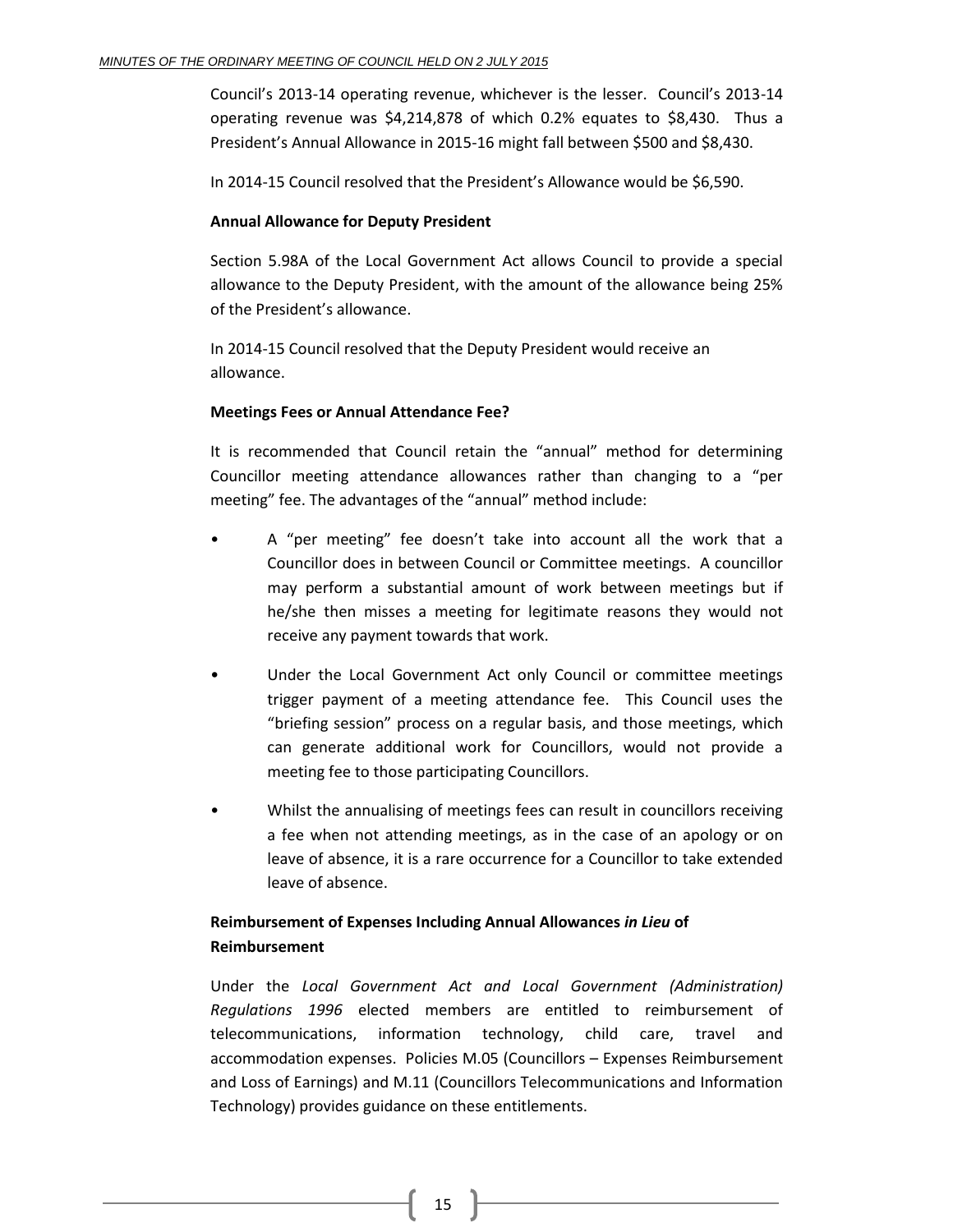Council's 2013-14 operating revenue, whichever is the lesser. Council's 2013-14 operating revenue was $4,214,878 of which 0.2% equates to $8,430. Thus a President's Annual Allowance in 2015-16 might fall between $500 and $8,430.

In 2014-15 Council resolved that the President's Allowance would be $6,590.

**Annual Allowance for Deputy President**

Section 5.98A of the Local Government Act allows Council to provide a special allowance to the Deputy President, with the amount of the allowance being 25% of the President's allowance.

In 2014-15 Council resolved that the Deputy President would receive an allowance.

**Meetings Fees or Annual Attendance Fee?**

It is recommended that Council retain the "annual" method for determining Councillor meeting attendance allowances rather than changing to a "per meeting" fee. The advantages of the "annual" method include:

- A "per meeting" fee doesn't take into account all the work that a Councillor does in between Council or Committee meetings. A councillor may perform a substantial amount of work between meetings but if he/she then misses a meeting for legitimate reasons they would not receive any payment towards that work.
- Under the Local Government Act only Council or committee meetings trigger payment of a meeting attendance fee. This Council uses the "briefing session" process on a regular basis, and those meetings, which can generate additional work for Councillors, would not provide a meeting fee to those participating Councillors.
- Whilst the annualising of meetings fees can result in councillors receiving a fee when not attending meetings, as in the case of an apology or on leave of absence, it is a rare occurrence for a Councillor to take extended leave of absence.

**Reimbursement of Expenses Including Annual Allowances *in Lieu* of Reimbursement**

Under the *Local Government Act and Local Government (Administration) Regulations 1996* elected members are entitled to reimbursement of telecommunications, information technology, child care, travel and accommodation expenses. Policies M.05 (Councillors – Expenses Reimbursement and Loss of Earnings) and M.11 (Councillors Telecommunications and Information Technology) provides guidance on these entitlements.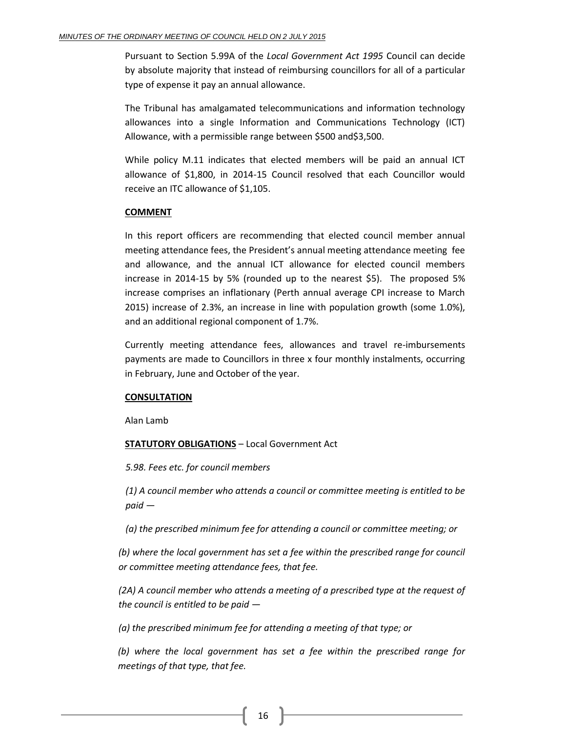Pursuant to Section 5.99A of the *Local Government Act 1995* Council can decide by absolute majority that instead of reimbursing councillors for all of a particular type of expense it pay an annual allowance.

The Tribunal has amalgamated telecommunications and information technology allowances into a single Information and Communications Technology (ICT) Allowance, with a permissible range between $500 and$3,500.

While policy M.11 indicates that elected members will be paid an annual ICT allowance of $1,800, in 2014-15 Council resolved that each Councillor would receive an ITC allowance of $1,105.

**COMMENT**

In this report officers are recommending that elected council member annual meeting attendance fees, the President's annual meeting attendance meeting fee and allowance, and the annual ICT allowance for elected council members increase in 2014-15 by 5% (rounded up to the nearest $5). The proposed 5% increase comprises an inflationary (Perth annual average CPI increase to March 2015) increase of 2.3%, an increase in line with population growth (some 1.0%), and an additional regional component of 1.7%.

Currently meeting attendance fees, allowances and travel re-imbursements payments are made to Councillors in three x four monthly instalments, occurring in February, June and October of the year.

**CONSULTATION**

Alan Lamb

**STATUTORY OBLIGATIONS** – Local Government Act

*5.98. Fees etc. for council members*

*(1) A council member who attends a council or committee meeting is entitled to be paid —*

*(a) the prescribed minimum fee for attending a council or committee meeting; or*

*(b) where the local government has set a fee within the prescribed range for council or committee meeting attendance fees, that fee.*

*(2A) A council member who attends a meeting of a prescribed type at the request of the council is entitled to be paid —*

*(a) the prescribed minimum fee for attending a meeting of that type; or*

*(b) where the local government has set a fee within the prescribed range for meetings of that type, that fee.*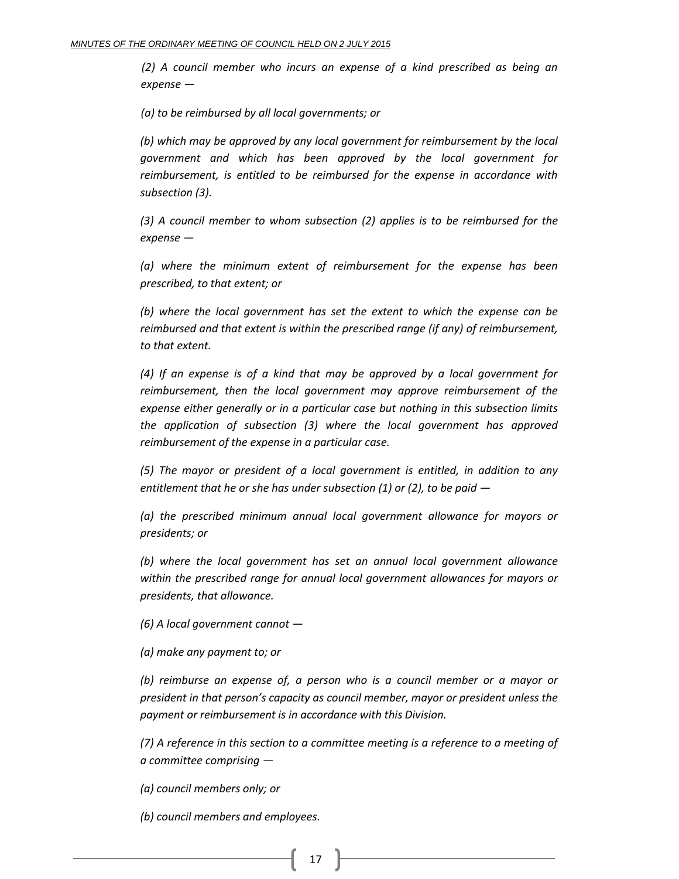*(2) A council member who incurs an expense of a kind prescribed as being an expense —*

*(a) to be reimbursed by all local governments; or*

*(b) which may be approved by any local government for reimbursement by the local government and which has been approved by the local government for reimbursement, is entitled to be reimbursed for the expense in accordance with subsection (3).*

*(3) A council member to whom subsection (2) applies is to be reimbursed for the expense —*

*(a) where the minimum extent of reimbursement for the expense has been prescribed, to that extent; or*

*(b) where the local government has set the extent to which the expense can be reimbursed and that extent is within the prescribed range (if any) of reimbursement, to that extent.*

*(4) If an expense is of a kind that may be approved by a local government for reimbursement, then the local government may approve reimbursement of the expense either generally or in a particular case but nothing in this subsection limits the application of subsection (3) where the local government has approved reimbursement of the expense in a particular case.*

*(5) The mayor or president of a local government is entitled, in addition to any entitlement that he or she has under subsection (1) or (2), to be paid —*

*(a) the prescribed minimum annual local government allowance for mayors or presidents; or*

*(b) where the local government has set an annual local government allowance within the prescribed range for annual local government allowances for mayors or presidents, that allowance.*

*(6) A local government cannot —*

*(a) make any payment to; or*

*(b) reimburse an expense of, a person who is a council member or a mayor or president in that person's capacity as council member, mayor or president unless the payment or reimbursement is in accordance with this Division.*

*(7) A reference in this section to a committee meeting is a reference to a meeting of a committee comprising —*

*(a) council members only; or*

*(b) council members and employees.*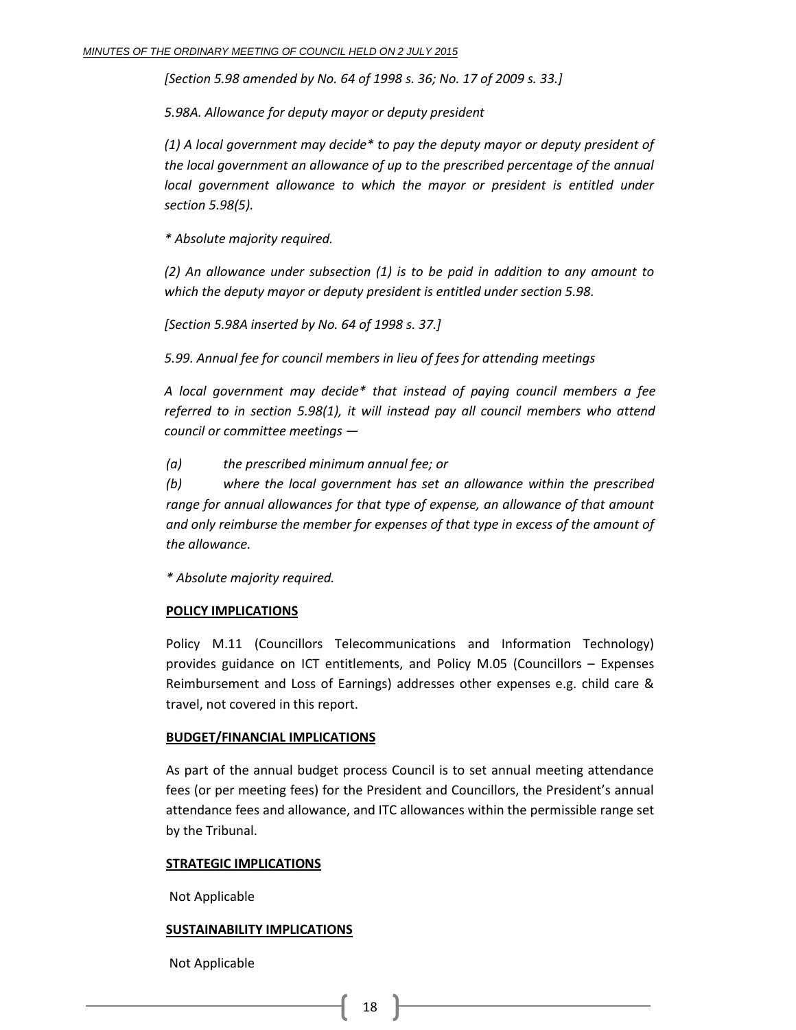*[Section 5.98 amended by No. 64 of 1998 s. 36; No. 17 of 2009 s. 33.]*

*5.98A. Allowance for deputy mayor or deputy president*

*(1) A local government may decide* to pay the deputy mayor or deputy president of the local government an allowance of up to the prescribed percentage of the annual local government allowance to which the mayor or president is entitled under section 5.98(5).*

** Absolute majority required.*

*(2) An allowance under subsection (1) is to be paid in addition to any amount to which the deputy mayor or deputy president is entitled under section 5.98.*

*[Section 5.98A inserted by No. 64 of 1998 s. 37.]*

*5.99. Annual fee for council members in lieu of fees for attending meetings*

*A local government may decide* that instead of paying council members a fee referred to in section 5.98(1), it will instead pay all council members who attend council or committee meetings —*

*(a) the prescribed minimum annual fee; or*

*(b) where the local government has set an allowance within the prescribed range for annual allowances for that type of expense, an allowance of that amount and only reimburse the member for expenses of that type in excess of the amount of the allowance.*

** Absolute majority required.*

**POLICY IMPLICATIONS**

Policy M.11 (Councillors Telecommunications and Information Technology) provides guidance on ICT entitlements, and Policy M.05 (Councillors – Expenses Reimbursement and Loss of Earnings) addresses other expenses e.g. child care & travel, not covered in this report.

**BUDGET/FINANCIAL IMPLICATIONS**

As part of the annual budget process Council is to set annual meeting attendance fees (or per meeting fees) for the President and Councillors, the President's annual attendance fees and allowance, and ITC allowances within the permissible range set by the Tribunal.

**STRATEGIC IMPLICATIONS**

Not Applicable

**SUSTAINABILITY IMPLICATIONS**

Not Applicable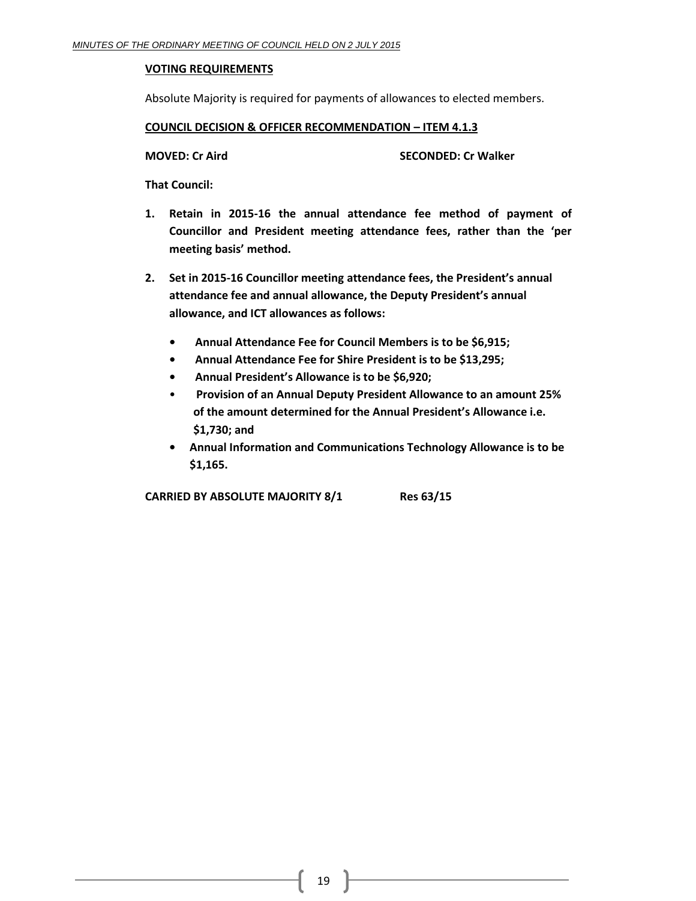**VOTING REQUIREMENTS**

Absolute Majority is required for payments of allowances to elected members.

**COUNCIL DECISION & OFFICER RECOMMENDATION – ITEM 4.1.3**

**MOVED: Cr Aird** **SECONDED: Cr Walker**

**That Council:**

1. **Retain in 2015-16 the annual attendance fee method of payment of Councillor and President meeting attendance fees, rather than the 'per meeting basis' method.**

2. **Set in 2015-16 Councillor meeting attendance fees, the President's annual attendance fee and annual allowance, the Deputy President's annual allowance, and ICT allowances as follows:**

   - **Annual Attendance Fee for Council Members is to be $6,915;**
   - **Annual Attendance Fee for Shire President is to be $13,295;**
   - **Annual President's Allowance is to be $6,920;**
   - **Provision of an Annual Deputy President Allowance to an amount 25% of the amount determined for the Annual President's Allowance i.e. $1,730; and**
   - **Annual Information and Communications Technology Allowance is to be $1,165.**

**CARRIED BY ABSOLUTE MAJORITY 8/1** **Res 63/15**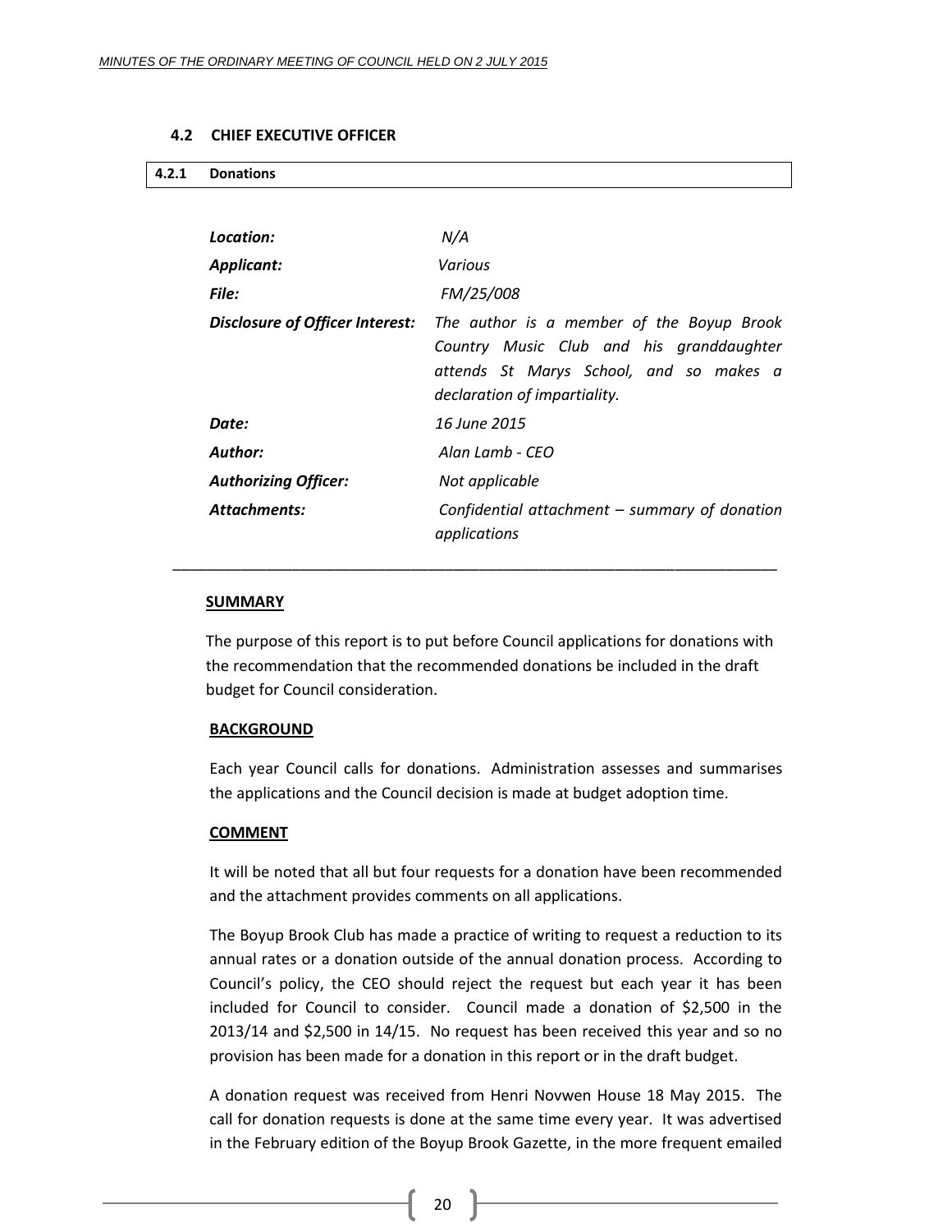### 4.2 CHIEF EXECUTIVE OFFICER

#### 4.2.1 Donations

| | |
|---|---|
| ***Location:*** | *N/A* |
| ***Applicant:*** | *Various* |
| ***File:*** | *FM/25/008* |
| ***Disclosure of Officer Interest:*** | *The author is a member of the Boyup Brook Country Music Club and his granddaughter attends St Marys School, and so makes a declaration of impartiality.* |
| ***Date:*** | *16 June 2015* |
| ***Author:*** | *Alan Lamb - CEO* |
| ***Authorizing Officer:*** | *Not applicable* |
| ***Attachments:*** | *Confidential attachment – summary of donation applications* |

---

**SUMMARY**

The purpose of this report is to put before Council applications for donations with the recommendation that the recommended donations be included in the draft budget for Council consideration.

**BACKGROUND**

Each year Council calls for donations. Administration assesses and summarises the applications and the Council decision is made at budget adoption time.

**COMMENT**

It will be noted that all but four requests for a donation have been recommended and the attachment provides comments on all applications.

The Boyup Brook Club has made a practice of writing to request a reduction to its annual rates or a donation outside of the annual donation process. According to Council's policy, the CEO should reject the request but each year it has been included for Council to consider. Council made a donation of $2,500 in the 2013/14 and $2,500 in 14/15. No request has been received this year and so no provision has been made for a donation in this report or in the draft budget.

A donation request was received from Henri Novwen House 18 May 2015. The call for donation requests is done at the same time every year. It was advertised in the February edition of the Boyup Brook Gazette, in the more frequent emailed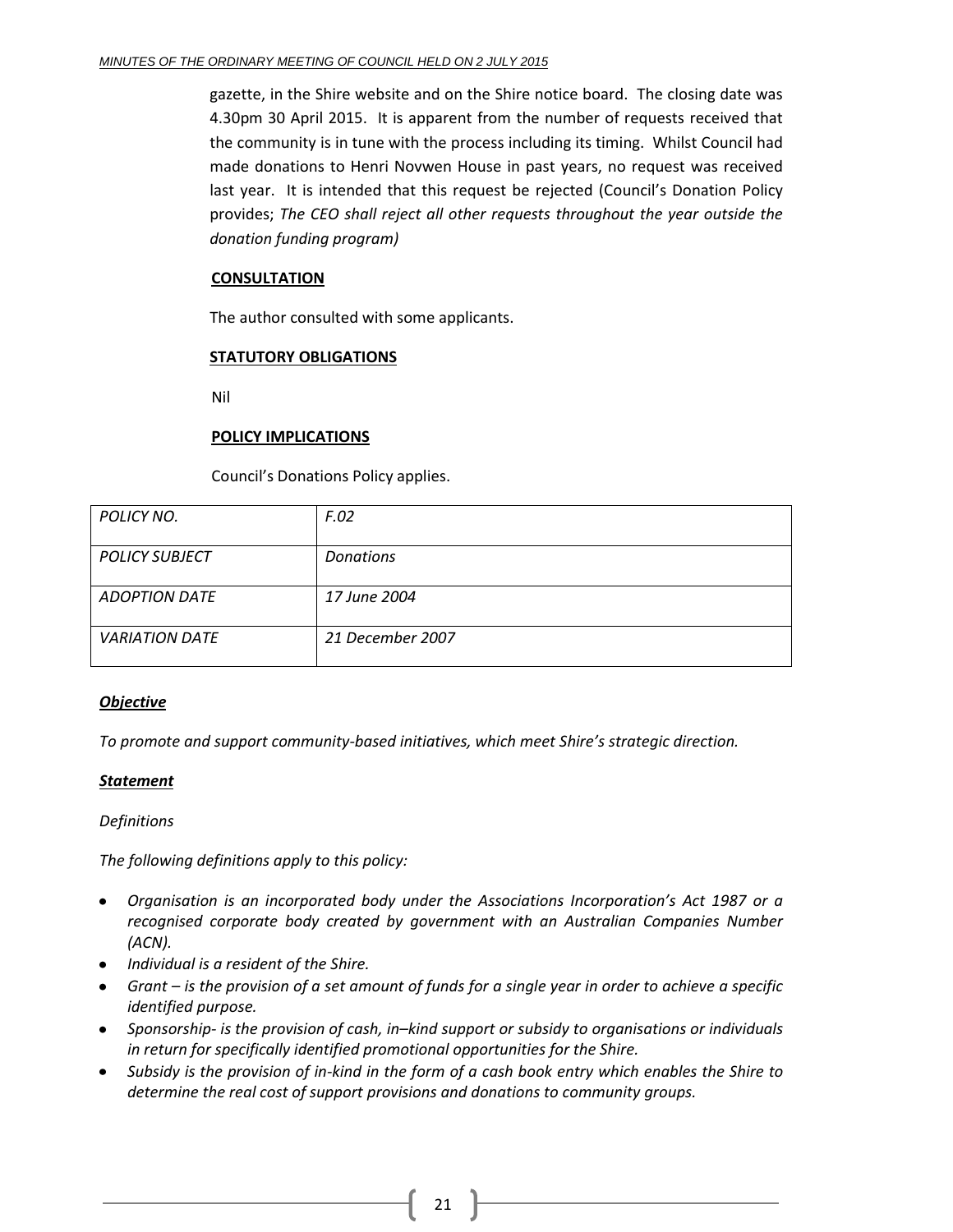gazette, in the Shire website and on the Shire notice board. The closing date was 4.30pm 30 April 2015. It is apparent from the number of requests received that the community is in tune with the process including its timing. Whilst Council had made donations to Henri Novwen House in past years, no request was received last year. It is intended that this request be rejected (Council's Donation Policy provides; *The CEO shall reject all other requests throughout the year outside the donation funding program)*

**CONSULTATION**

The author consulted with some applicants.

**STATUTORY OBLIGATIONS**

Nil

**POLICY IMPLICATIONS**

Council's Donations Policy applies.

| *POLICY NO.* | *F.02* |
|---|---|
| *POLICY SUBJECT* | *Donations* |
| *ADOPTION DATE* | *17 June 2004* |
| *VARIATION DATE* | *21 December 2007* |

***Objective***

*To promote and support community-based initiatives, which meet Shire's strategic direction.*

***Statement***

*Definitions*

*The following definitions apply to this policy:*

- *Organisation is an incorporated body under the Associations Incorporation's Act 1987 or a recognised corporate body created by government with an Australian Companies Number (ACN).*
- *Individual is a resident of the Shire.*
- *Grant – is the provision of a set amount of funds for a single year in order to achieve a specific identified purpose.*
- *Sponsorship- is the provision of cash, in–kind support or subsidy to organisations or individuals in return for specifically identified promotional opportunities for the Shire.*
- *Subsidy is the provision of in-kind in the form of a cash book entry which enables the Shire to determine the real cost of support provisions and donations to community groups.*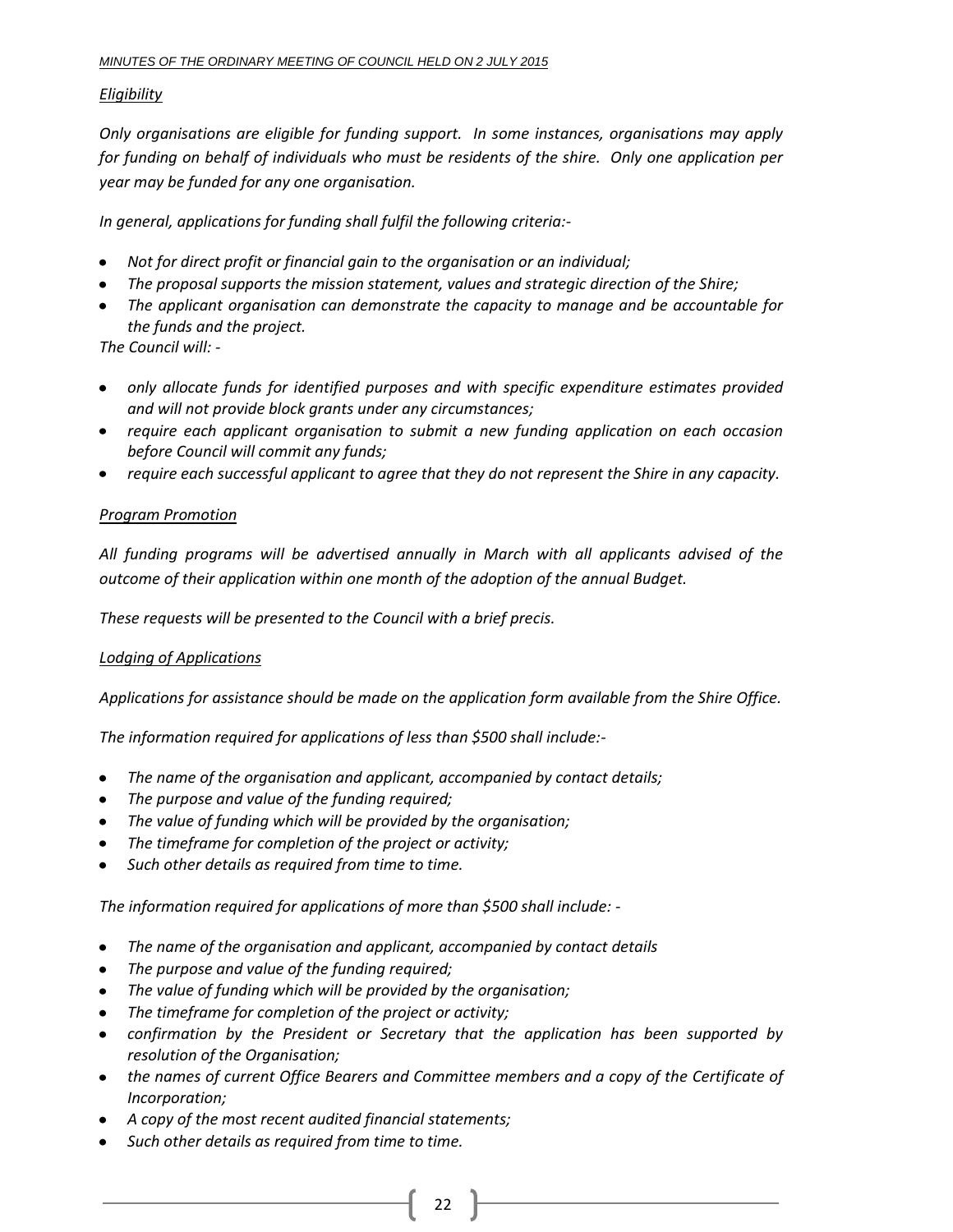*Eligibility*

*Only organisations are eligible for funding support. In some instances, organisations may apply for funding on behalf of individuals who must be residents of the shire. Only one application per year may be funded for any one organisation.*

*In general, applications for funding shall fulfil the following criteria:-*

- *Not for direct profit or financial gain to the organisation or an individual;*
- *The proposal supports the mission statement, values and strategic direction of the Shire;*
- *The applicant organisation can demonstrate the capacity to manage and be accountable for the funds and the project.*

*The Council will: -*

- *only allocate funds for identified purposes and with specific expenditure estimates provided and will not provide block grants under any circumstances;*
- *require each applicant organisation to submit a new funding application on each occasion before Council will commit any funds;*
- *require each successful applicant to agree that they do not represent the Shire in any capacity.*

*Program Promotion*

*All funding programs will be advertised annually in March with all applicants advised of the outcome of their application within one month of the adoption of the annual Budget.*

*These requests will be presented to the Council with a brief precis.*

*Lodging of Applications*

*Applications for assistance should be made on the application form available from the Shire Office.*

*The information required for applications of less than $500 shall include:-*

- *The name of the organisation and applicant, accompanied by contact details;*
- *The purpose and value of the funding required;*
- *The value of funding which will be provided by the organisation;*
- *The timeframe for completion of the project or activity;*
- *Such other details as required from time to time.*

*The information required for applications of more than $500 shall include: -*

- *The name of the organisation and applicant, accompanied by contact details*
- *The purpose and value of the funding required;*
- *The value of funding which will be provided by the organisation;*
- *The timeframe for completion of the project or activity;*
- *confirmation by the President or Secretary that the application has been supported by resolution of the Organisation;*
- *the names of current Office Bearers and Committee members and a copy of the Certificate of Incorporation;*
- *A copy of the most recent audited financial statements;*
- *Such other details as required from time to time.*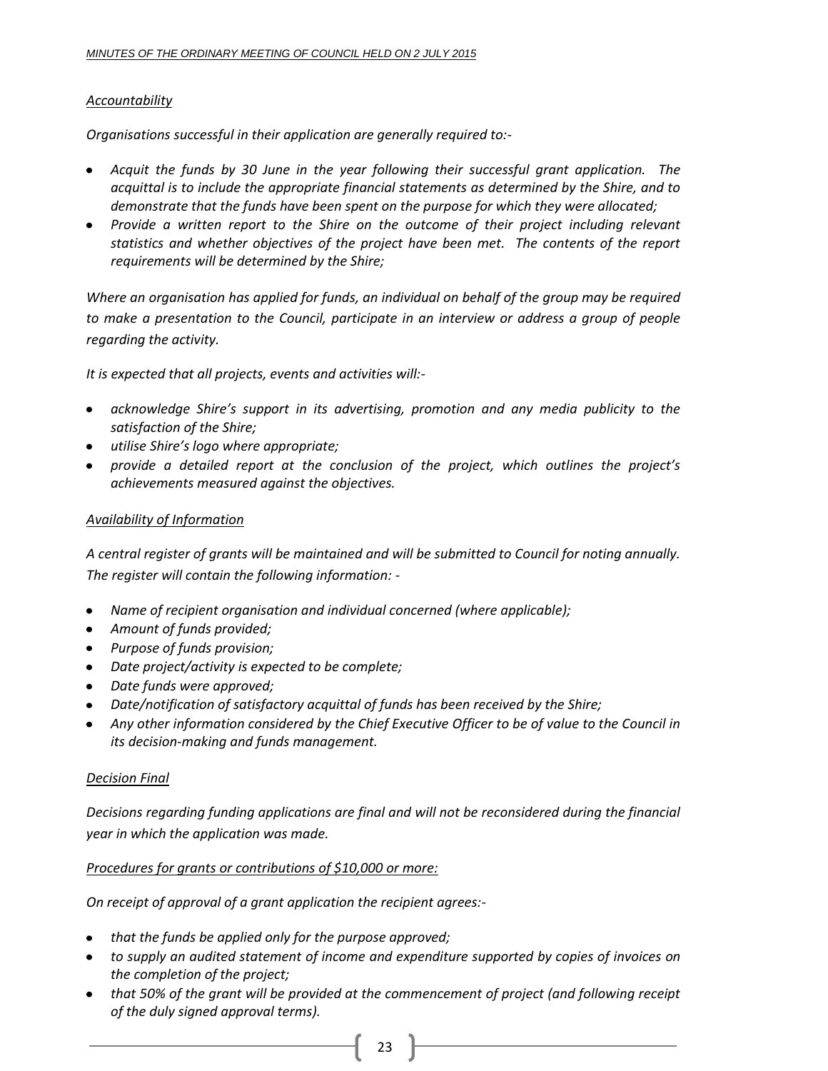*Accountability*

*Organisations successful in their application are generally required to:-*

- *Acquit the funds by 30 June in the year following their successful grant application. The acquittal is to include the appropriate financial statements as determined by the Shire, and to demonstrate that the funds have been spent on the purpose for which they were allocated;*
- *Provide a written report to the Shire on the outcome of their project including relevant statistics and whether objectives of the project have been met. The contents of the report requirements will be determined by the Shire;*

*Where an organisation has applied for funds, an individual on behalf of the group may be required to make a presentation to the Council, participate in an interview or address a group of people regarding the activity.*

*It is expected that all projects, events and activities will:-*

- *acknowledge Shire's support in its advertising, promotion and any media publicity to the satisfaction of the Shire;*
- *utilise Shire's logo where appropriate;*
- *provide a detailed report at the conclusion of the project, which outlines the project's achievements measured against the objectives.*

*Availability of Information*

*A central register of grants will be maintained and will be submitted to Council for noting annually. The register will contain the following information: -*

- *Name of recipient organisation and individual concerned (where applicable);*
- *Amount of funds provided;*
- *Purpose of funds provision;*
- *Date project/activity is expected to be complete;*
- *Date funds were approved;*
- *Date/notification of satisfactory acquittal of funds has been received by the Shire;*
- *Any other information considered by the Chief Executive Officer to be of value to the Council in its decision-making and funds management.*

*Decision Final*

*Decisions regarding funding applications are final and will not be reconsidered during the financial year in which the application was made.*

*Procedures for grants or contributions of $10,000 or more:*

*On receipt of approval of a grant application the recipient agrees:-*

- *that the funds be applied only for the purpose approved;*
- *to supply an audited statement of income and expenditure supported by copies of invoices on the completion of the project;*
- *that 50% of the grant will be provided at the commencement of project (and following receipt of the duly signed approval terms).*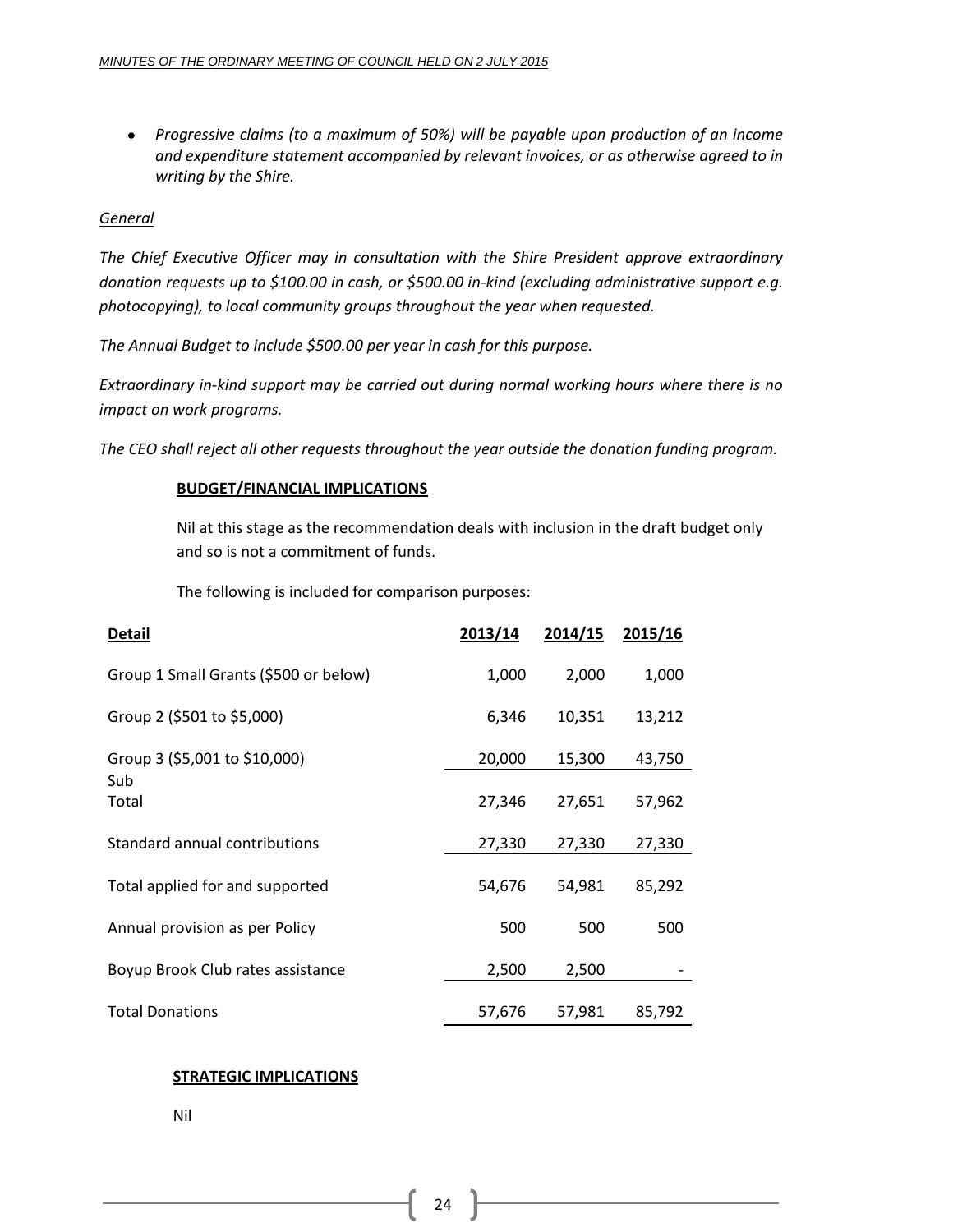- *Progressive claims (to a maximum of 50%) will be payable upon production of an income and expenditure statement accompanied by relevant invoices, or as otherwise agreed to in writing by the Shire.*

*General*

*The Chief Executive Officer may in consultation with the Shire President approve extraordinary donation requests up to $100.00 in cash, or $500.00 in-kind (excluding administrative support e.g. photocopying), to local community groups throughout the year when requested.*

*The Annual Budget to include $500.00 per year in cash for this purpose.*

*Extraordinary in-kind support may be carried out during normal working hours where there is no impact on work programs.*

*The CEO shall reject all other requests throughout the year outside the donation funding program.*

**BUDGET/FINANCIAL IMPLICATIONS**

Nil at this stage as the recommendation deals with inclusion in the draft budget only and so is not a commitment of funds.

The following is included for comparison purposes:

| Detail | 2013/14 | 2014/15 | 2015/16 |
|---|---|---|---|
| Group 1 Small Grants ($500 or below) | 1,000 | 2,000 | 1,000 |
| Group 2 ($501 to $5,000) | 6,346 | 10,351 | 13,212 |
| Group 3 ($5,001 to $10,000) | 20,000 | 15,300 | 43,750 |
| Sub Total | 27,346 | 27,651 | 57,962 |
| Standard annual contributions | 27,330 | 27,330 | 27,330 |
| Total applied for and supported | 54,676 | 54,981 | 85,292 |
| Annual provision as per Policy | 500 | 500 | 500 |
| Boyup Brook Club rates assistance | 2,500 | 2,500 | - |
| Total Donations | 57,676 | 57,981 | 85,792 |

**STRATEGIC IMPLICATIONS**

Nil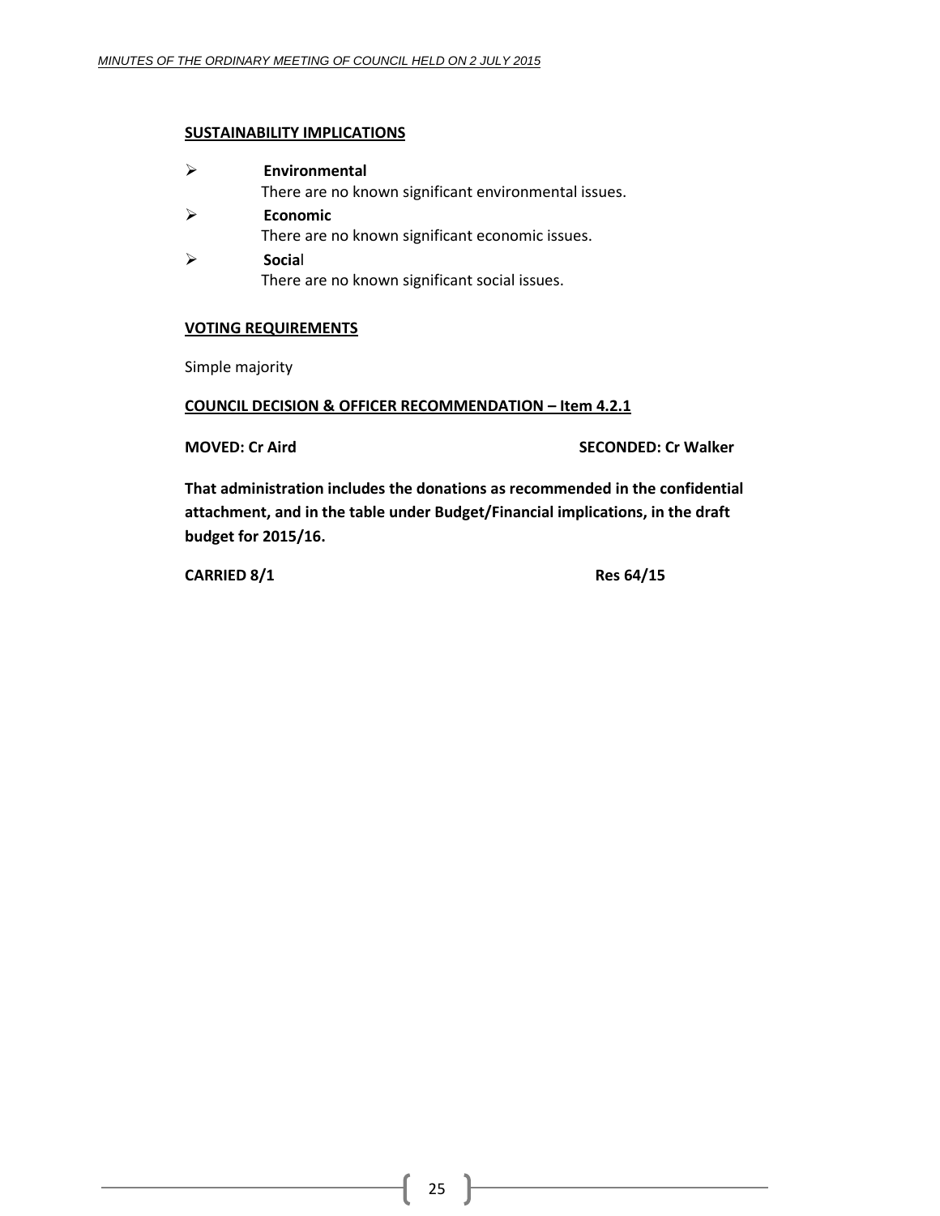**SUSTAINABILITY IMPLICATIONS**

- **Environmental**
  There are no known significant environmental issues.
- **Economic**
  There are no known significant economic issues.
- **Social**
  There are no known significant social issues.

**VOTING REQUIREMENTS**

Simple majority

**COUNCIL DECISION & OFFICER RECOMMENDATION – Item 4.2.1**

**MOVED: Cr Aird** **SECONDED: Cr Walker**

**That administration includes the donations as recommended in the confidential attachment, and in the table under Budget/Financial implications, in the draft budget for 2015/16.**

**CARRIED 8/1** **Res 64/15**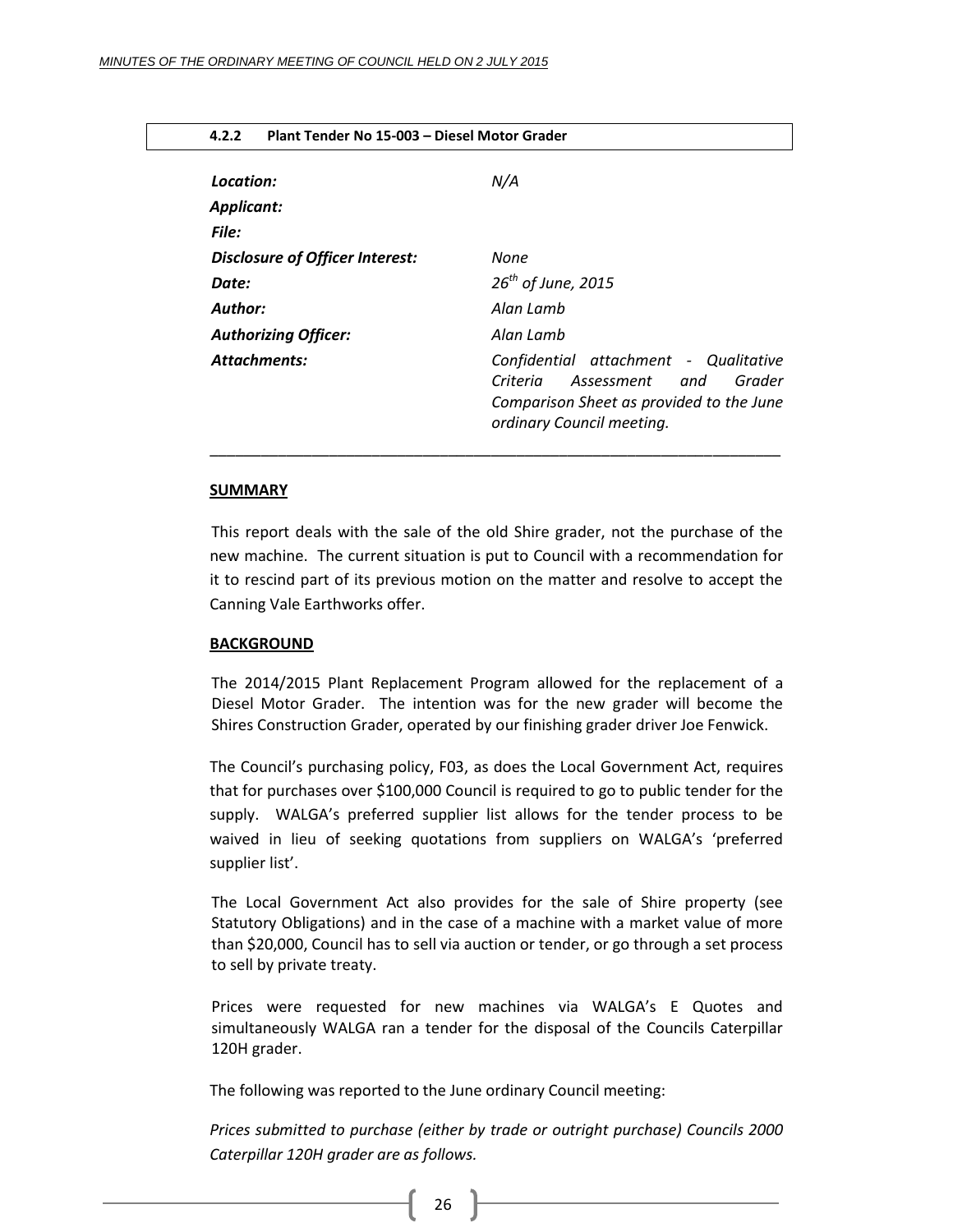### 4.2.2 Plant Tender No 15-003 – Diesel Motor Grader

| | |
|---|---|
| ***Location:*** | *N/A* |
| ***Applicant:*** | |
| ***File:*** | |
| ***Disclosure of Officer Interest:*** | *None* |
| ***Date:*** | *26th of June, 2015* |
| ***Author:*** | *Alan Lamb* |
| ***Authorizing Officer:*** | *Alan Lamb* |
| ***Attachments:*** | *Confidential attachment - Qualitative Criteria Assessment and Grader Comparison Sheet as provided to the June ordinary Council meeting.* |

---

**SUMMARY**

This report deals with the sale of the old Shire grader, not the purchase of the new machine. The current situation is put to Council with a recommendation for it to rescind part of its previous motion on the matter and resolve to accept the Canning Vale Earthworks offer.

**BACKGROUND**

The 2014/2015 Plant Replacement Program allowed for the replacement of a Diesel Motor Grader. The intention was for the new grader will become the Shires Construction Grader, operated by our finishing grader driver Joe Fenwick.

The Council's purchasing policy, F03, as does the Local Government Act, requires that for purchases over $100,000 Council is required to go to public tender for the supply. WALGA's preferred supplier list allows for the tender process to be waived in lieu of seeking quotations from suppliers on WALGA's 'preferred supplier list'.

The Local Government Act also provides for the sale of Shire property (see Statutory Obligations) and in the case of a machine with a market value of more than $20,000, Council has to sell via auction or tender, or go through a set process to sell by private treaty.

Prices were requested for new machines via WALGA's E Quotes and simultaneously WALGA ran a tender for the disposal of the Councils Caterpillar 120H grader.

The following was reported to the June ordinary Council meeting:

*Prices submitted to purchase (either by trade or outright purchase) Councils 2000 Caterpillar 120H grader are as follows.*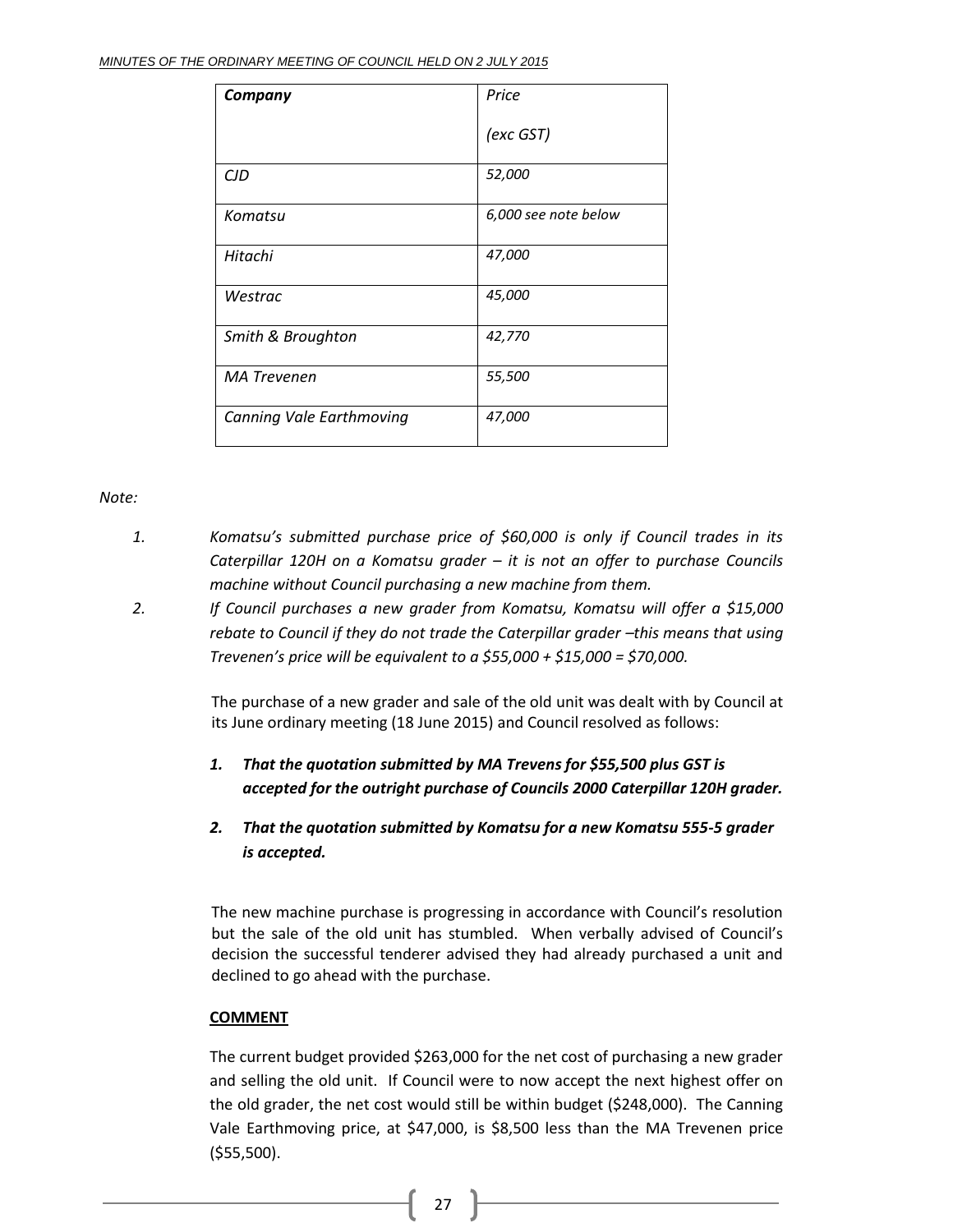| *Company* | *Price* *(exc GST)* |
|---|---|
| *CJD* | *52,000* |
| *Komatsu* | *6,000 see note below* |
| *Hitachi* | *47,000* |
| *Westrac* | *45,000* |
| *Smith & Broughton* | *42,770* |
| *MA Trevenen* | *55,500* |
| *Canning Vale Earthmoving* | *47,000* |

*Note:*

1. *Komatsu's submitted purchase price of $60,000 is only if Council trades in its Caterpillar 120H on a Komatsu grader – it is not an offer to purchase Councils machine without Council purchasing a new machine from them.*
2. *If Council purchases a new grader from Komatsu, Komatsu will offer a $15,000 rebate to Council if they do not trade the Caterpillar grader –this means that using Trevenen's price will be equivalent to a $55,000 + $15,000 = $70,000.*

The purchase of a new grader and sale of the old unit was dealt with by Council at its June ordinary meeting (18 June 2015) and Council resolved as follows:

1. ***That the quotation submitted by MA Trevens for $55,500 plus GST is accepted for the outright purchase of Councils 2000 Caterpillar 120H grader.***
2. ***That the quotation submitted by Komatsu for a new Komatsu 555-5 grader is accepted.***

The new machine purchase is progressing in accordance with Council's resolution but the sale of the old unit has stumbled. When verbally advised of Council's decision the successful tenderer advised they had already purchased a unit and declined to go ahead with the purchase.

**COMMENT**

The current budget provided $263,000 for the net cost of purchasing a new grader and selling the old unit. If Council were to now accept the next highest offer on the old grader, the net cost would still be within budget ($248,000). The Canning Vale Earthmoving price, at $47,000, is $8,500 less than the MA Trevenen price ($55,500).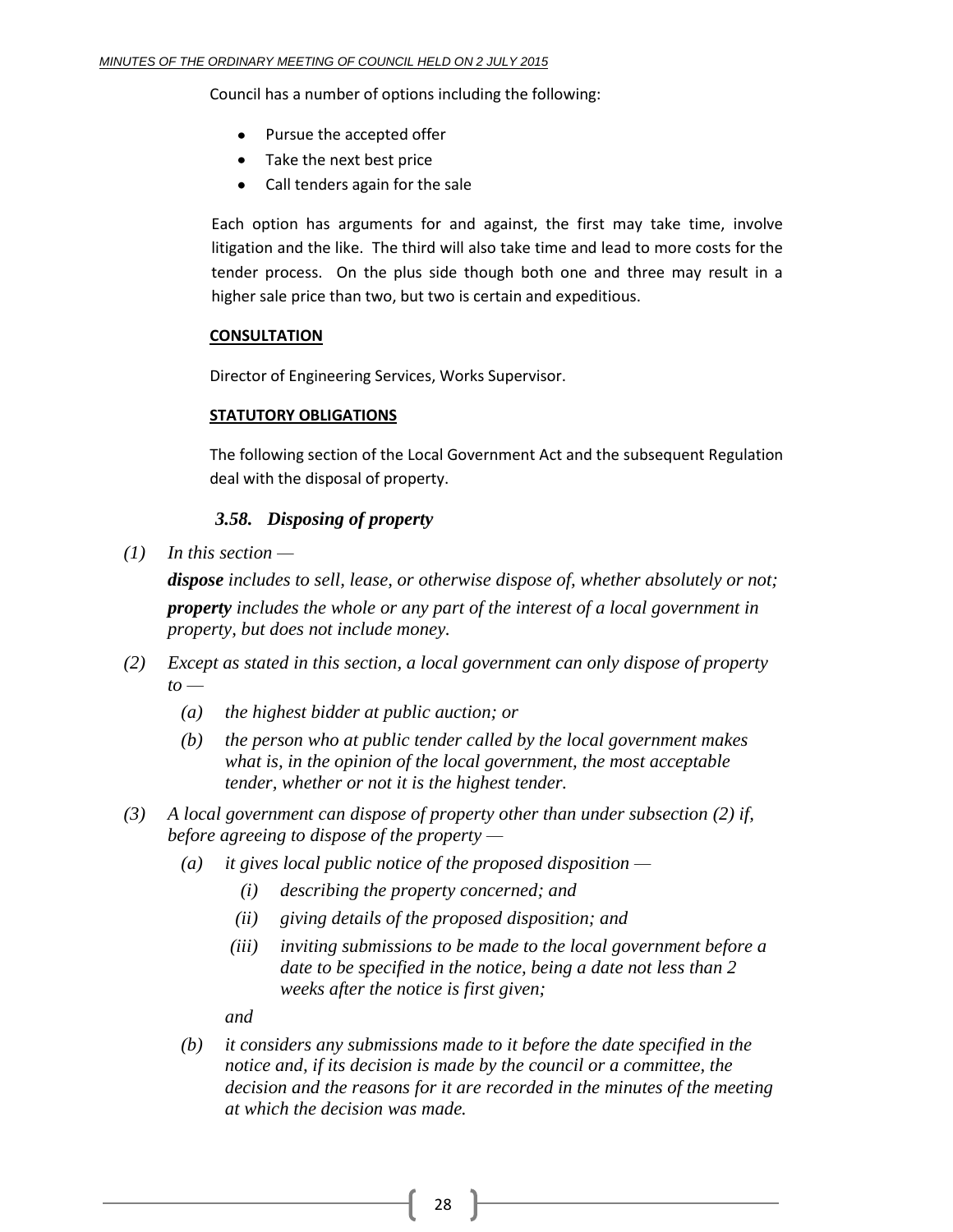Council has a number of options including the following:

- Pursue the accepted offer
- Take the next best price
- Call tenders again for the sale

Each option has arguments for and against, the first may take time, involve litigation and the like. The third will also take time and lead to more costs for the tender process. On the plus side though both one and three may result in a higher sale price than two, but two is certain and expeditious.

**CONSULTATION**

Director of Engineering Services, Works Supervisor.

**STATUTORY OBLIGATIONS**

The following section of the Local Government Act and the subsequent Regulation deal with the disposal of property.

***3.58. Disposing of property***

*(1) In this section —*

*__dispose__ includes to sell, lease, or otherwise dispose of, whether absolutely or not;*

*__property__ includes the whole or any part of the interest of a local government in property, but does not include money.*

*(2) Except as stated in this section, a local government can only dispose of property to —*

*(a) the highest bidder at public auction; or*

*(b) the person who at public tender called by the local government makes what is, in the opinion of the local government, the most acceptable tender, whether or not it is the highest tender.*

*(3) A local government can dispose of property other than under subsection (2) if, before agreeing to dispose of the property —*

*(a) it gives local public notice of the proposed disposition —*

*(i) describing the property concerned; and*

*(ii) giving details of the proposed disposition; and*

*(iii) inviting submissions to be made to the local government before a date to be specified in the notice, being a date not less than 2 weeks after the notice is first given;*

*and*

*(b) it considers any submissions made to it before the date specified in the notice and, if its decision is made by the council or a committee, the decision and the reasons for it are recorded in the minutes of the meeting at which the decision was made.*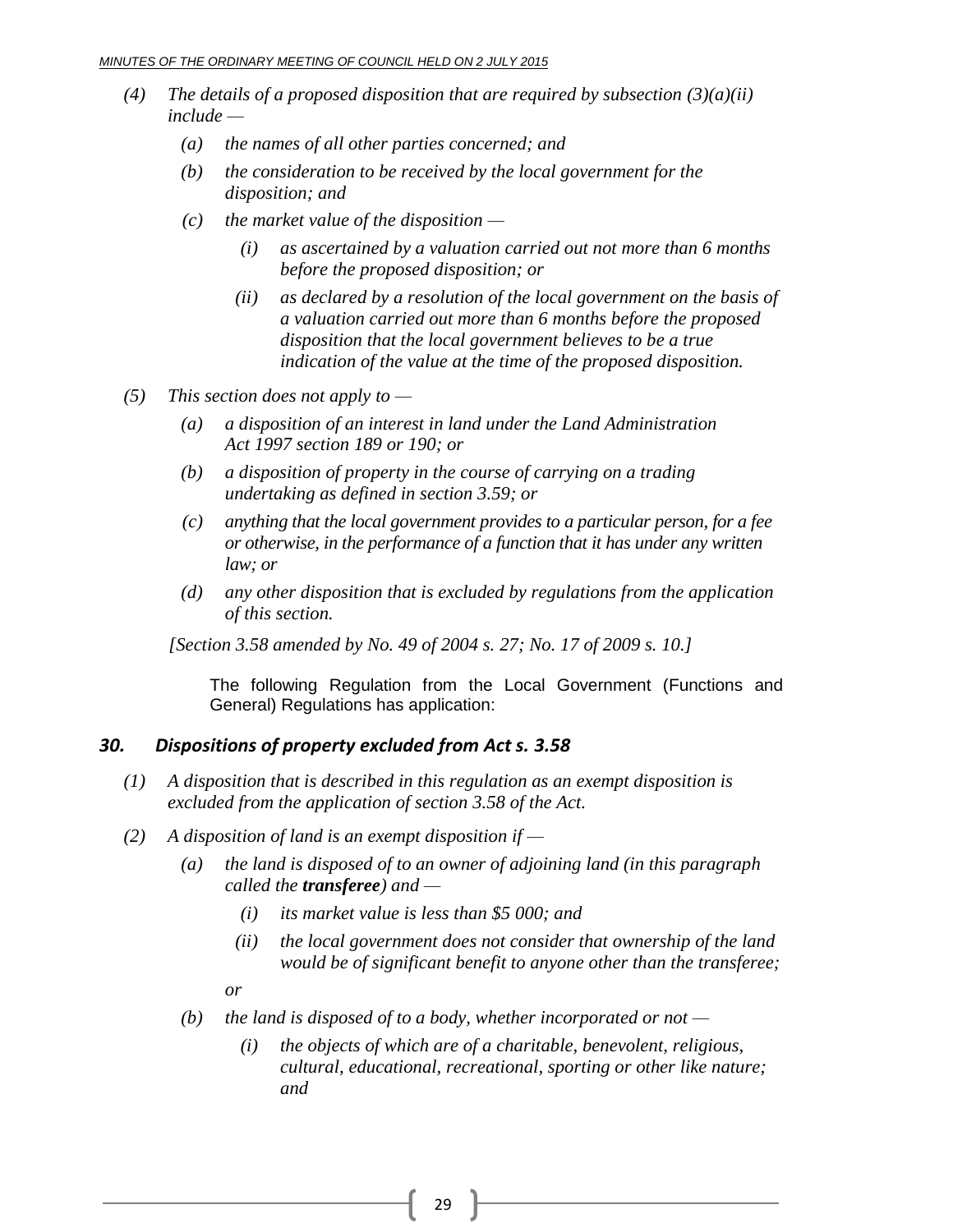*(4) The details of a proposed disposition that are required by subsection (3)(a)(ii) include —*

*(a) the names of all other parties concerned; and*

*(b) the consideration to be received by the local government for the disposition; and*

*(c) the market value of the disposition —*

*(i) as ascertained by a valuation carried out not more than 6 months before the proposed disposition; or*

*(ii) as declared by a resolution of the local government on the basis of a valuation carried out more than 6 months before the proposed disposition that the local government believes to be a true indication of the value at the time of the proposed disposition.*

*(5) This section does not apply to —*

*(a) a disposition of an interest in land under the Land Administration Act 1997 section 189 or 190; or*

*(b) a disposition of property in the course of carrying on a trading undertaking as defined in section 3.59; or*

*(c) anything that the local government provides to a particular person, for a fee or otherwise, in the performance of a function that it has under any written law; or*

*(d) any other disposition that is excluded by regulations from the application of this section.*

*[Section 3.58 amended by No. 49 of 2004 s. 27; No. 17 of 2009 s. 10.]*

The following Regulation from the Local Government (Functions and General) Regulations has application:

### *30. Dispositions of property excluded from Act s. 3.58*

*(1) A disposition that is described in this regulation as an exempt disposition is excluded from the application of section 3.58 of the Act.*

*(2) A disposition of land is an exempt disposition if —*

*(a) the land is disposed of to an owner of adjoining land (in this paragraph called the **transferee**) and —*

*(i) its market value is less than $5 000; and*

*(ii) the local government does not consider that ownership of the land would be of significant benefit to anyone other than the transferee;*

*or*

*(b) the land is disposed of to a body, whether incorporated or not —*

*(i) the objects of which are of a charitable, benevolent, religious, cultural, educational, recreational, sporting or other like nature; and*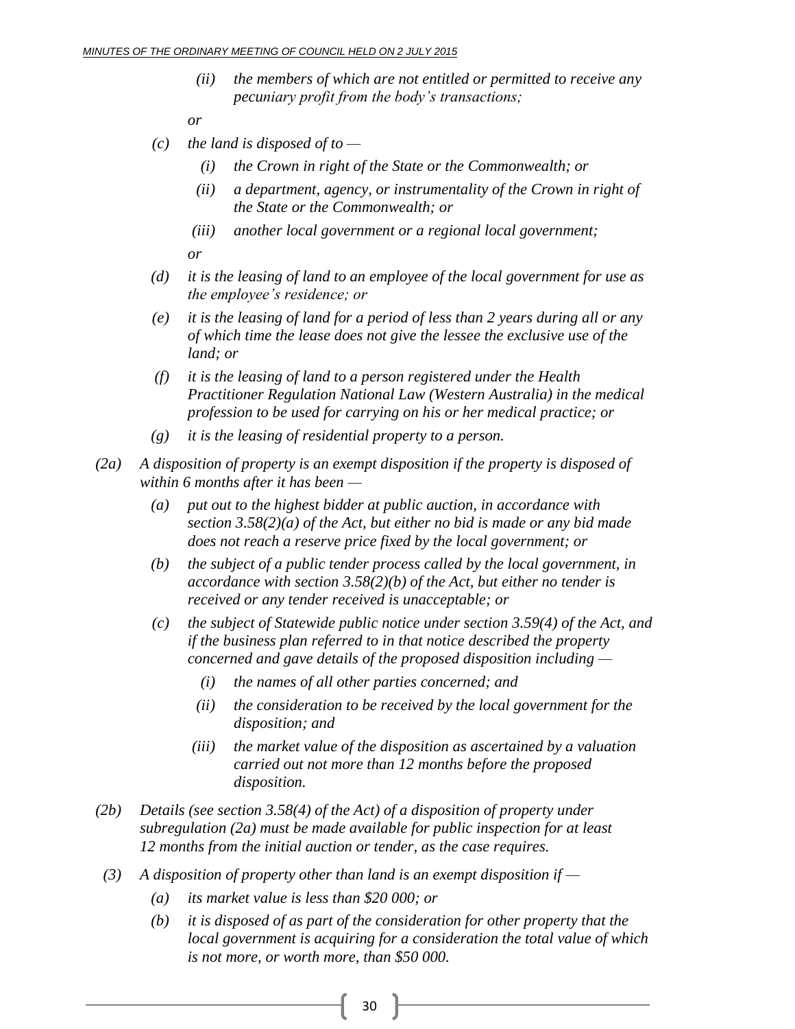*(ii) the members of which are not entitled or permitted to receive any pecuniary profit from the body's transactions;*

*or*

*(c) the land is disposed of to —*

*(i) the Crown in right of the State or the Commonwealth; or*

*(ii) a department, agency, or instrumentality of the Crown in right of the State or the Commonwealth; or*

*(iii) another local government or a regional local government;*

*or*

*(d) it is the leasing of land to an employee of the local government for use as the employee's residence; or*

*(e) it is the leasing of land for a period of less than 2 years during all or any of which time the lease does not give the lessee the exclusive use of the land; or*

*(f) it is the leasing of land to a person registered under the Health Practitioner Regulation National Law (Western Australia) in the medical profession to be used for carrying on his or her medical practice; or*

*(g) it is the leasing of residential property to a person.*

*(2a) A disposition of property is an exempt disposition if the property is disposed of within 6 months after it has been —*

*(a) put out to the highest bidder at public auction, in accordance with section 3.58(2)(a) of the Act, but either no bid is made or any bid made does not reach a reserve price fixed by the local government; or*

*(b) the subject of a public tender process called by the local government, in accordance with section 3.58(2)(b) of the Act, but either no tender is received or any tender received is unacceptable; or*

*(c) the subject of Statewide public notice under section 3.59(4) of the Act, and if the business plan referred to in that notice described the property concerned and gave details of the proposed disposition including —*

*(i) the names of all other parties concerned; and*

*(ii) the consideration to be received by the local government for the disposition; and*

*(iii) the market value of the disposition as ascertained by a valuation carried out not more than 12 months before the proposed disposition.*

*(2b) Details (see section 3.58(4) of the Act) of a disposition of property under subregulation (2a) must be made available for public inspection for at least 12 months from the initial auction or tender, as the case requires.*

*(3) A disposition of property other than land is an exempt disposition if —*

*(a) its market value is less than $20 000; or*

*(b) it is disposed of as part of the consideration for other property that the local government is acquiring for a consideration the total value of which is not more, or worth more, than $50 000.*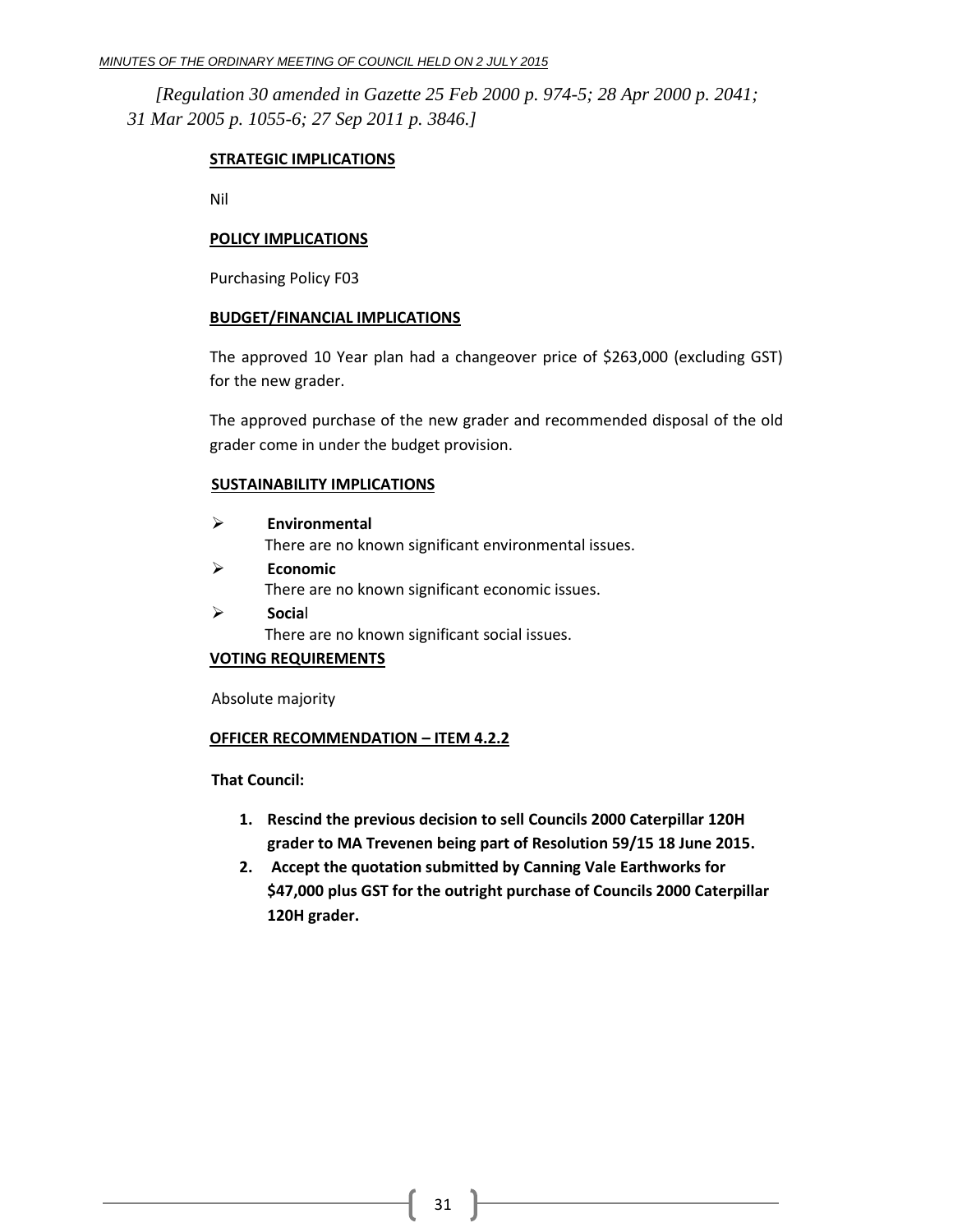*[Regulation 30 amended in Gazette 25 Feb 2000 p. 974-5; 28 Apr 2000 p. 2041; 31 Mar 2005 p. 1055-6; 27 Sep 2011 p. 3846.]*

**STRATEGIC IMPLICATIONS**

Nil

**POLICY IMPLICATIONS**

Purchasing Policy F03

**BUDGET/FINANCIAL IMPLICATIONS**

The approved 10 Year plan had a changeover price of $263,000 (excluding GST) for the new grader.

The approved purchase of the new grader and recommended disposal of the old grader come in under the budget provision.

**SUSTAINABILITY IMPLICATIONS**

- **Environmental**
  There are no known significant environmental issues.
- **Economic**
  There are no known significant economic issues.
- **Social**
  There are no known significant social issues.

**VOTING REQUIREMENTS**

Absolute majority

**OFFICER RECOMMENDATION – ITEM 4.2.2**

**That Council:**

1. **Rescind the previous decision to sell Councils 2000 Caterpillar 120H grader to MA Trevenen being part of Resolution 59/15 18 June 2015.**
2. **Accept the quotation submitted by Canning Vale Earthworks for $47,000 plus GST for the outright purchase of Councils 2000 Caterpillar 120H grader.**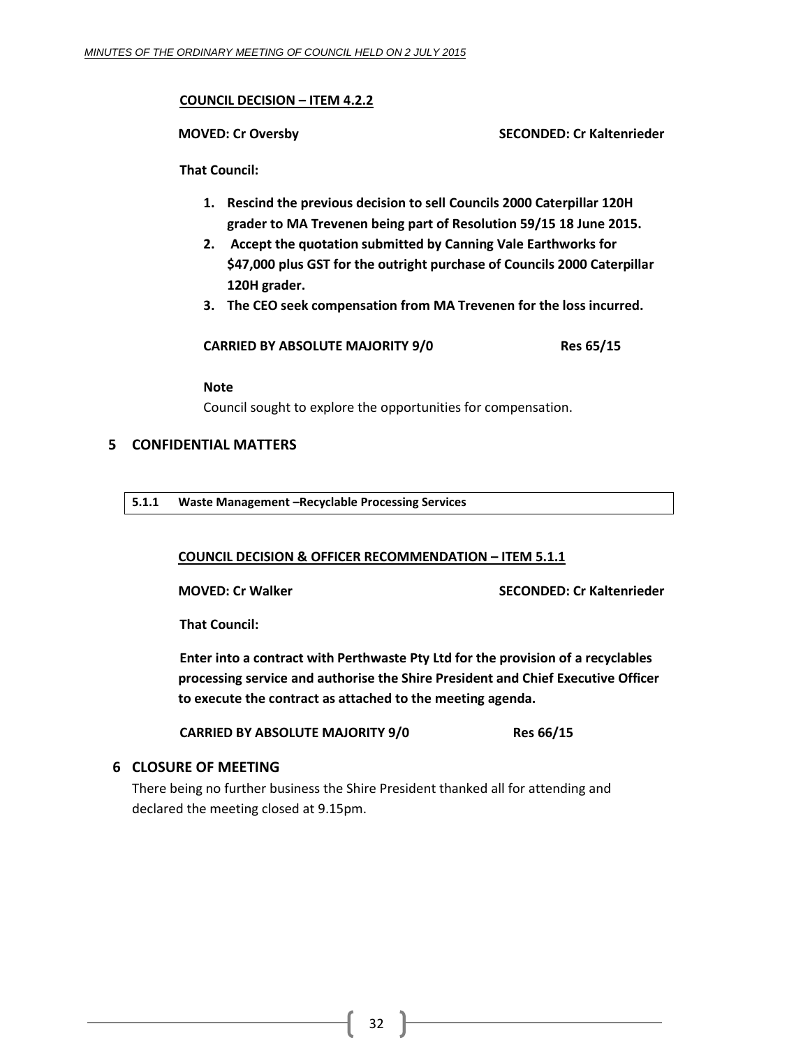**COUNCIL DECISION – ITEM 4.2.2**

**MOVED: Cr Oversby** **SECONDED: Cr Kaltenrieder**

**That Council:**

1. **Rescind the previous decision to sell Councils 2000 Caterpillar 120H grader to MA Trevenen being part of Resolution 59/15 18 June 2015.**
2. **Accept the quotation submitted by Canning Vale Earthworks for $47,000 plus GST for the outright purchase of Councils 2000 Caterpillar 120H grader.**
3. **The CEO seek compensation from MA Trevenen for the loss incurred.**

**CARRIED BY ABSOLUTE MAJORITY 9/0** **Res 65/15**

**Note**

Council sought to explore the opportunities for compensation.

## 5 CONFIDENTIAL MATTERS

### 5.1.1 Waste Management –Recyclable Processing Services

**COUNCIL DECISION & OFFICER RECOMMENDATION – ITEM 5.1.1**

**MOVED: Cr Walker** **SECONDED: Cr Kaltenrieder**

**That Council:**

**Enter into a contract with Perthwaste Pty Ltd for the provision of a recyclables processing service and authorise the Shire President and Chief Executive Officer to execute the contract as attached to the meeting agenda.**

**CARRIED BY ABSOLUTE MAJORITY 9/0** **Res 66/15**

## 6 CLOSURE OF MEETING

There being no further business the Shire President thanked all for attending and declared the meeting closed at 9.15pm.